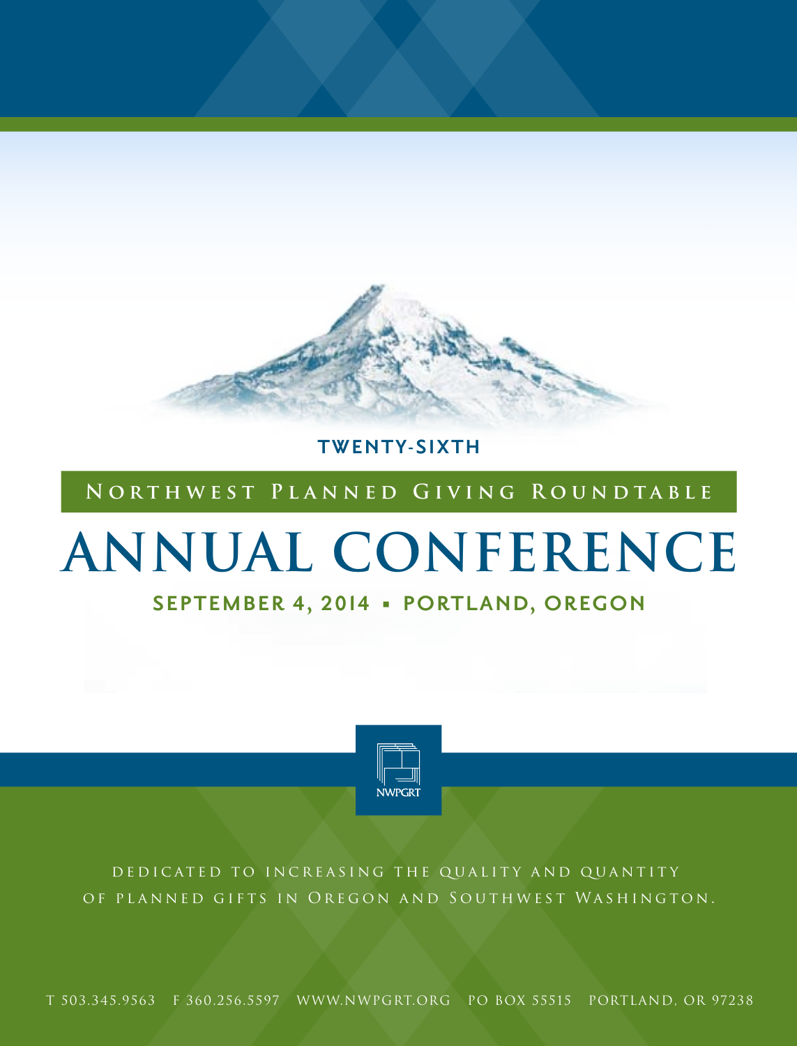TWENTY-SIXTH

## Northwest Planned Giving Roundtable

# ANNUAL CONFERENCE

**SEPTEMBER 4, 2014 ▪ PORTLAND, OREGON**

NWPGRT

DEDICATED TO INCREASING THE QUALITY AND QUANTITY OF PLANNED GIFTS IN OREGON AND SOUTHWEST WASHINGTON.

T 503.345.9563 F 360.256.5597 WWW.NWPGRT.ORG PO BOX 55515 PORTLAND, OR 97238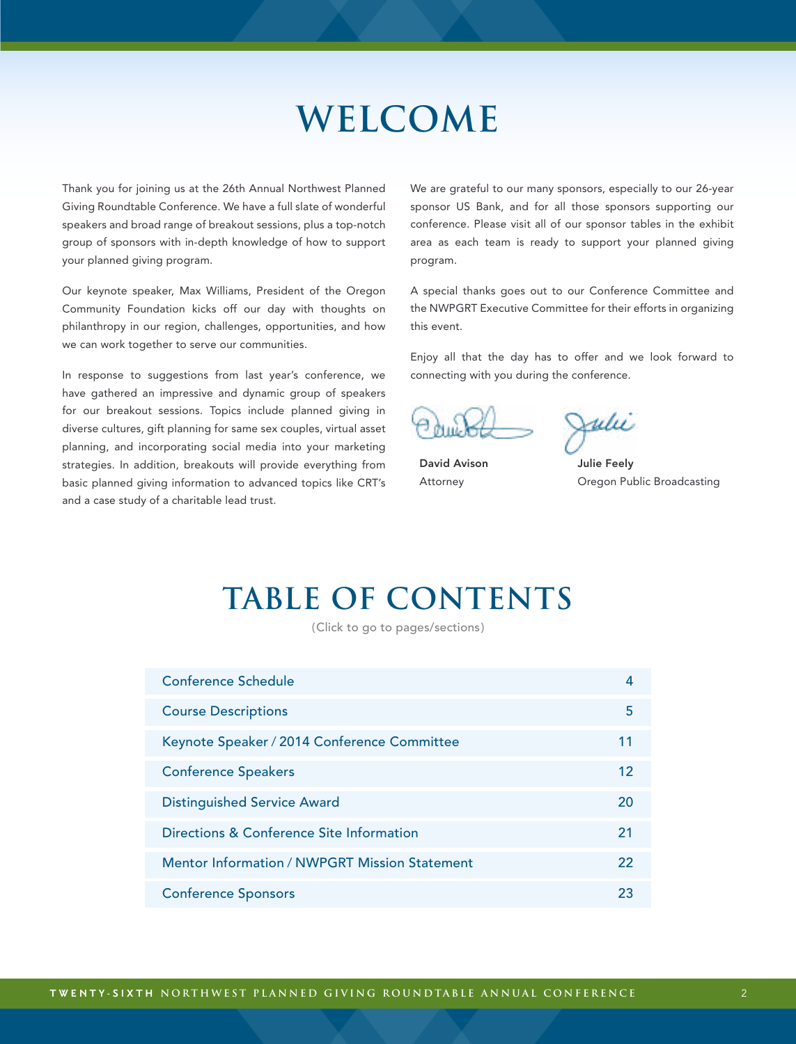# WELCOME

Thank you for joining us at the 26th Annual Northwest Planned Giving Roundtable Conference. We have a full slate of wonderful speakers and broad range of breakout sessions, plus a top-notch group of sponsors with in-depth knowledge of how to support your planned giving program.

Our keynote speaker, Max Williams, President of the Oregon Community Foundation kicks off our day with thoughts on philanthropy in our region, challenges, opportunities, and how we can work together to serve our communities.

In response to suggestions from last year's conference, we have gathered an impressive and dynamic group of speakers for our breakout sessions. Topics include planned giving in diverse cultures, gift planning for same sex couples, virtual asset planning, and incorporating social media into your marketing strategies. In addition, breakouts will provide everything from basic planned giving information to advanced topics like CRT's and a case study of a charitable lead trust.

We are grateful to our many sponsors, especially to our 26-year sponsor US Bank, and for all those sponsors supporting our conference. Please visit all of our sponsor tables in the exhibit area as each team is ready to support your planned giving program.

A special thanks goes out to our Conference Committee and the NWPGRT Executive Committee for their efforts in organizing this event.

Enjoy all that the day has to offer and we look forward to connecting with you during the conference.

**David Avison**
Attorney

**Julie Feely**
Oregon Public Broadcasting

# TABLE OF CONTENTS

(Click to go to pages/sections)

| | |
|---|---|
| Conference Schedule | 4 |
| Course Descriptions | 5 |
| Keynote Speaker / 2014 Conference Committee | 11 |
| Conference Speakers | 12 |
| Distinguished Service Award | 20 |
| Directions & Conference Site Information | 21 |
| Mentor Information / NWPGRT Mission Statement | 22 |
| Conference Sponsors | 23 |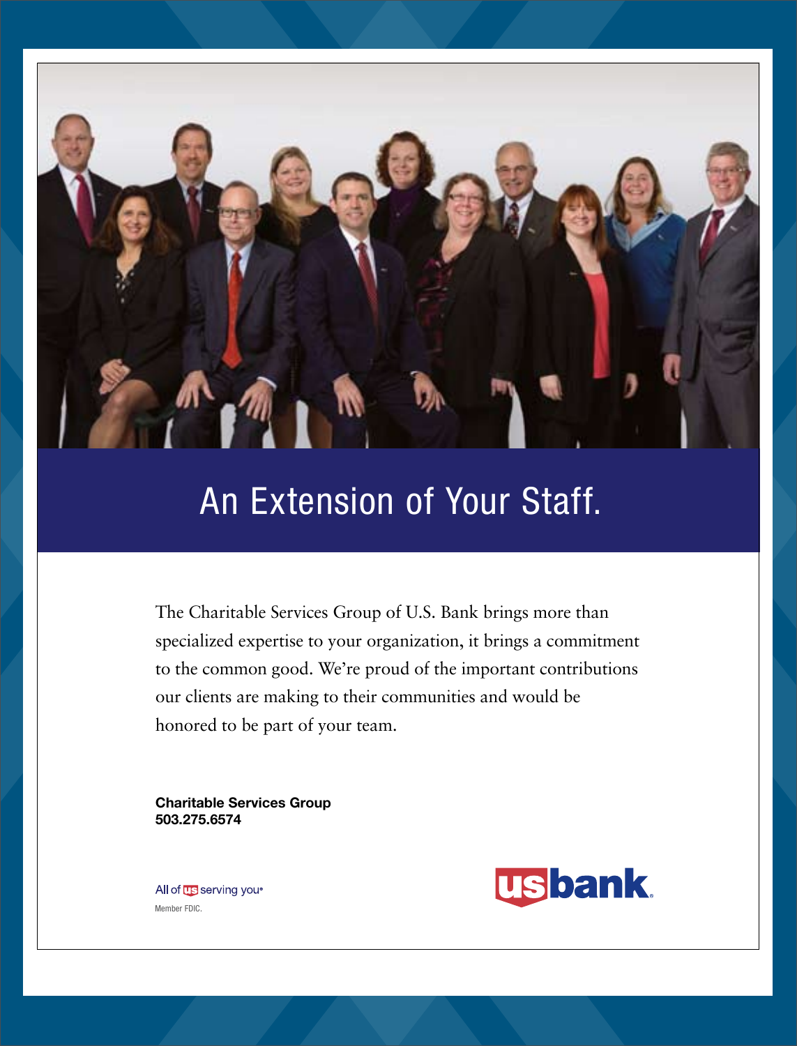# An Extension of Your Staff.

The Charitable Services Group of U.S. Bank brings more than specialized expertise to your organization, it brings a commitment to the common good. We're proud of the important contributions our clients are making to their communities and would be honored to be part of your team.

**Charitable Services Group**
**503.275.6574**

All of us serving you®

Member FDIC.

usbank.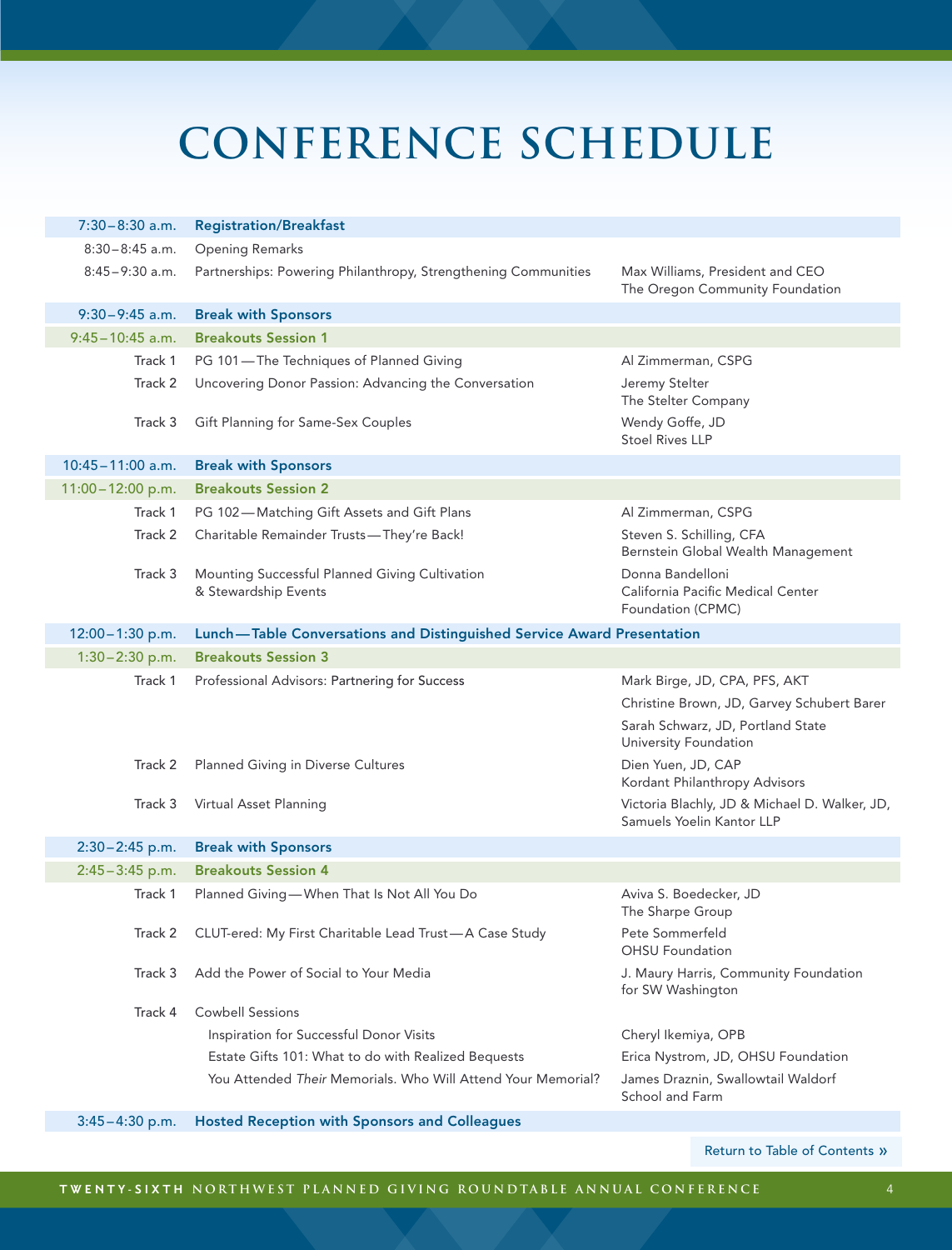# CONFERENCE SCHEDULE

| Time | Session | Speaker |
|---|---|---|
| 7:30–8:30 a.m. | **Registration/Breakfast** | |
| 8:30–8:45 a.m. | Opening Remarks | |
| 8:45–9:30 a.m. | Partnerships: Powering Philanthropy, Strengthening Communities | Max Williams, President and CEO<br>The Oregon Community Foundation |
| 9:30–9:45 a.m. | **Break with Sponsors** | |
| 9:45–10:45 a.m. | **Breakouts Session 1** | |
| Track 1 | PG 101—The Techniques of Planned Giving | Al Zimmerman, CSPG |
| Track 2 | Uncovering Donor Passion: Advancing the Conversation | Jeremy Stelter<br>The Stelter Company |
| Track 3 | Gift Planning for Same-Sex Couples | Wendy Goffe, JD<br>Stoel Rives LLP |
| 10:45–11:00 a.m. | **Break with Sponsors** | |
| 11:00–12:00 p.m. | **Breakouts Session 2** | |
| Track 1 | PG 102—Matching Gift Assets and Gift Plans | Al Zimmerman, CSPG |
| Track 2 | Charitable Remainder Trusts—They're Back! | Steven S. Schilling, CFA<br>Bernstein Global Wealth Management |
| Track 3 | Mounting Successful Planned Giving Cultivation & Stewardship Events | Donna Bandelloni<br>California Pacific Medical Center Foundation (CPMC) |
| 12:00–1:30 p.m. | **Lunch—Table Conversations and Distinguished Service Award Presentation** | |
| 1:30–2:30 p.m. | **Breakouts Session 3** | |
| Track 1 | Professional Advisors: Partnering for Success | Mark Birge, JD, CPA, PFS, AKT<br>Christine Brown, JD, Garvey Schubert Barer<br>Sarah Schwarz, JD, Portland State University Foundation |
| Track 2 | Planned Giving in Diverse Cultures | Dien Yuen, JD, CAP<br>Kordant Philanthropy Advisors |
| Track 3 | Virtual Asset Planning | Victoria Blachly, JD & Michael D. Walker, JD,<br>Samuels Yoelin Kantor LLP |
| 2:30–2:45 p.m. | **Break with Sponsors** | |
| 2:45–3:45 p.m. | **Breakouts Session 4** | |
| Track 1 | Planned Giving—When That Is Not All You Do | Aviva S. Boedecker, JD<br>The Sharpe Group |
| Track 2 | CLUT-ered: My First Charitable Lead Trust—A Case Study | Pete Sommerfeld<br>OHSU Foundation |
| Track 3 | Add the Power of Social to Your Media | J. Maury Harris, Community Foundation for SW Washington |
| Track 4 | Cowbell Sessions | |
| | Inspiration for Successful Donor Visits | Cheryl Ikemiya, OPB |
| | Estate Gifts 101: What to do with Realized Bequests | Erica Nystrom, JD, OHSU Foundation |
| | You Attended *Their* Memorials. Who Will Attend Your Memorial? | James Draznin, Swallowtail Waldorf School and Farm |
| 3:45–4:30 p.m. | **Hosted Reception with Sponsors and Colleagues** | |

Return to Table of Contents »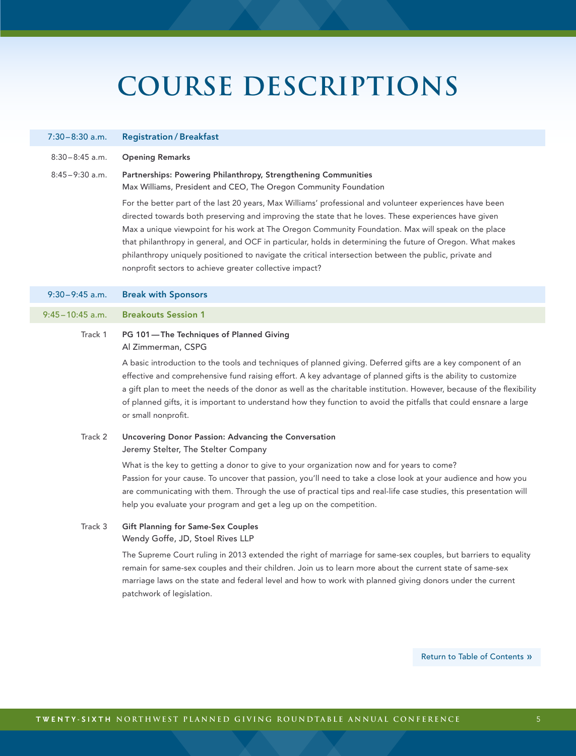# COURSE DESCRIPTIONS

**7:30–8:30 a.m. Registration / Breakfast**

8:30–8:45 a.m. **Opening Remarks**

8:45–9:30 a.m. **Partnerships: Powering Philanthropy, Strengthening Communities**
Max Williams, President and CEO, The Oregon Community Foundation

For the better part of the last 20 years, Max Williams' professional and volunteer experiences have been directed towards both preserving and improving the state that he loves. These experiences have given Max a unique viewpoint for his work at The Oregon Community Foundation. Max will speak on the place that philanthropy in general, and OCF in particular, holds in determining the future of Oregon. What makes philanthropy uniquely positioned to navigate the critical intersection between the public, private and nonprofit sectors to achieve greater collective impact?

**9:30–9:45 a.m. Break with Sponsors**

**9:45–10:45 a.m. Breakouts Session 1**

Track 1 **PG 101 — The Techniques of Planned Giving**
Al Zimmerman, CSPG

A basic introduction to the tools and techniques of planned giving. Deferred gifts are a key component of an effective and comprehensive fund raising effort. A key advantage of planned gifts is the ability to customize a gift plan to meet the needs of the donor as well as the charitable institution. However, because of the flexibility of planned gifts, it is important to understand how they function to avoid the pitfalls that could ensnare a large or small nonprofit.

Track 2 **Uncovering Donor Passion: Advancing the Conversation**
Jeremy Stelter, The Stelter Company

What is the key to getting a donor to give to your organization now and for years to come?
Passion for your cause. To uncover that passion, you'll need to take a close look at your audience and how you are communicating with them. Through the use of practical tips and real-life case studies, this presentation will help you evaluate your program and get a leg up on the competition.

Track 3 **Gift Planning for Same-Sex Couples**
Wendy Goffe, JD, Stoel Rives LLP

The Supreme Court ruling in 2013 extended the right of marriage for same-sex couples, but barriers to equality remain for same-sex couples and their children. Join us to learn more about the current state of same-sex marriage laws on the state and federal level and how to work with planned giving donors under the current patchwork of legislation.

Return to Table of Contents »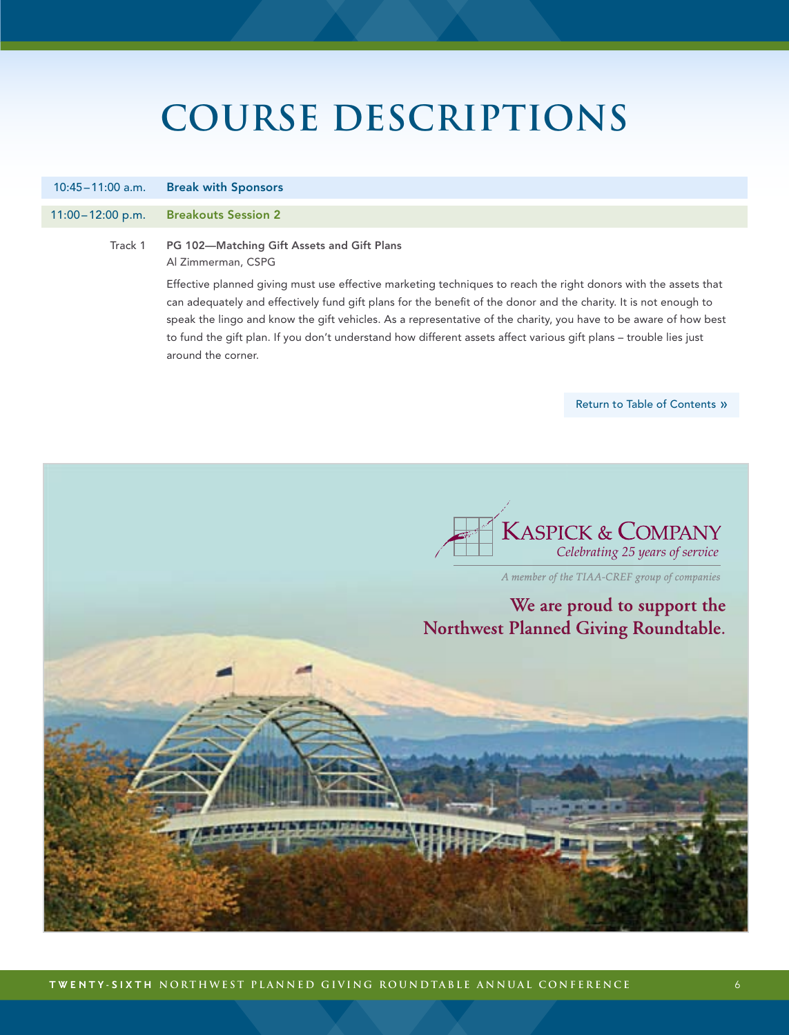# COURSE DESCRIPTIONS

| | |
|---|---|
| 10:45–11:00 a.m. | **Break with Sponsors** |
| 11:00–12:00 p.m. | **Breakouts Session 2** |

Track 1 **PG 102—Matching Gift Assets and Gift Plans**
Al Zimmerman, CSPG

Effective planned giving must use effective marketing techniques to reach the right donors with the assets that can adequately and effectively fund gift plans for the benefit of the donor and the charity. It is not enough to speak the lingo and know the gift vehicles. As a representative of the charity, you have to be aware of how best to fund the gift plan. If you don't understand how different assets affect various gift plans – trouble lies just around the corner.

Return to Table of Contents »

KASPICK & COMPANY
*Celebrating 25 years of service*

*A member of the TIAA-CREF group of companies*

**We are proud to support the Northwest Planned Giving Roundtable.**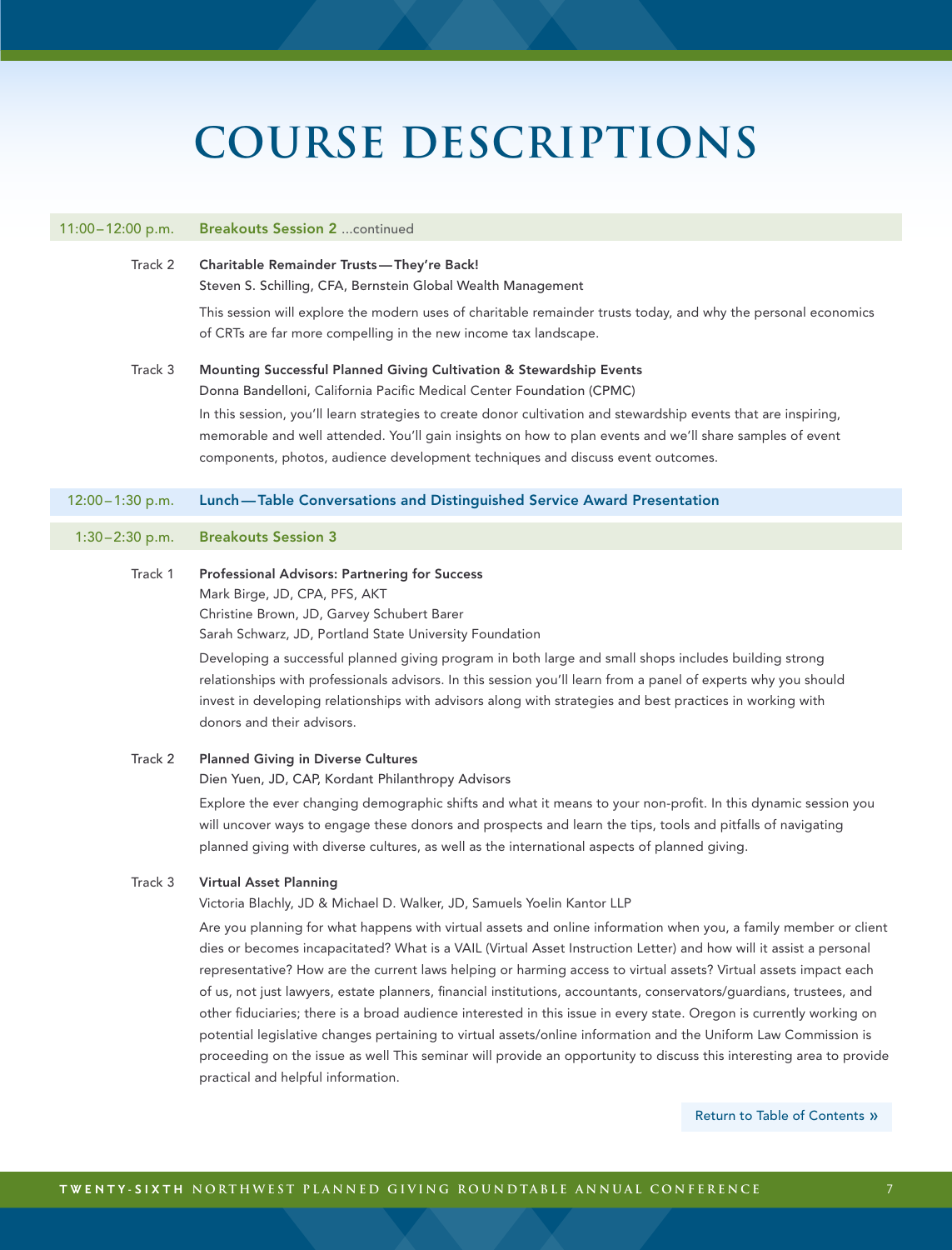# COURSE DESCRIPTIONS

**11:00–12:00 p.m. — Breakouts Session 2** ...continued

Track 2

**Charitable Remainder Trusts—They're Back!**
Steven S. Schilling, CFA, Bernstein Global Wealth Management

This session will explore the modern uses of charitable remainder trusts today, and why the personal economics of CRTs are far more compelling in the new income tax landscape.

Track 3

**Mounting Successful Planned Giving Cultivation & Stewardship Events**
Donna Bandelloni, California Pacific Medical Center Foundation (CPMC)

In this session, you'll learn strategies to create donor cultivation and stewardship events that are inspiring, memorable and well attended. You'll gain insights on how to plan events and we'll share samples of event components, photos, audience development techniques and discuss event outcomes.

**12:00–1:30 p.m. — Lunch—Table Conversations and Distinguished Service Award Presentation**

**1:30–2:30 p.m. — Breakouts Session 3**

Track 1

**Professional Advisors: Partnering for Success**
Mark Birge, JD, CPA, PFS, AKT
Christine Brown, JD, Garvey Schubert Barer
Sarah Schwarz, JD, Portland State University Foundation

Developing a successful planned giving program in both large and small shops includes building strong relationships with professionals advisors. In this session you'll learn from a panel of experts why you should invest in developing relationships with advisors along with strategies and best practices in working with donors and their advisors.

Track 2

**Planned Giving in Diverse Cultures**
Dien Yuen, JD, CAP, Kordant Philanthropy Advisors

Explore the ever changing demographic shifts and what it means to your non-profit. In this dynamic session you will uncover ways to engage these donors and prospects and learn the tips, tools and pitfalls of navigating planned giving with diverse cultures, as well as the international aspects of planned giving.

Track 3

**Virtual Asset Planning**
Victoria Blachly, JD & Michael D. Walker, JD, Samuels Yoelin Kantor LLP

Are you planning for what happens with virtual assets and online information when you, a family member or client dies or becomes incapacitated? What is a VAIL (Virtual Asset Instruction Letter) and how will it assist a personal representative? How are the current laws helping or harming access to virtual assets? Virtual assets impact each of us, not just lawyers, estate planners, financial institutions, accountants, conservators/guardians, trustees, and other fiduciaries; there is a broad audience interested in this issue in every state. Oregon is currently working on potential legislative changes pertaining to virtual assets/online information and the Uniform Law Commission is proceeding on the issue as well This seminar will provide an opportunity to discuss this interesting area to provide practical and helpful information.

Return to Table of Contents »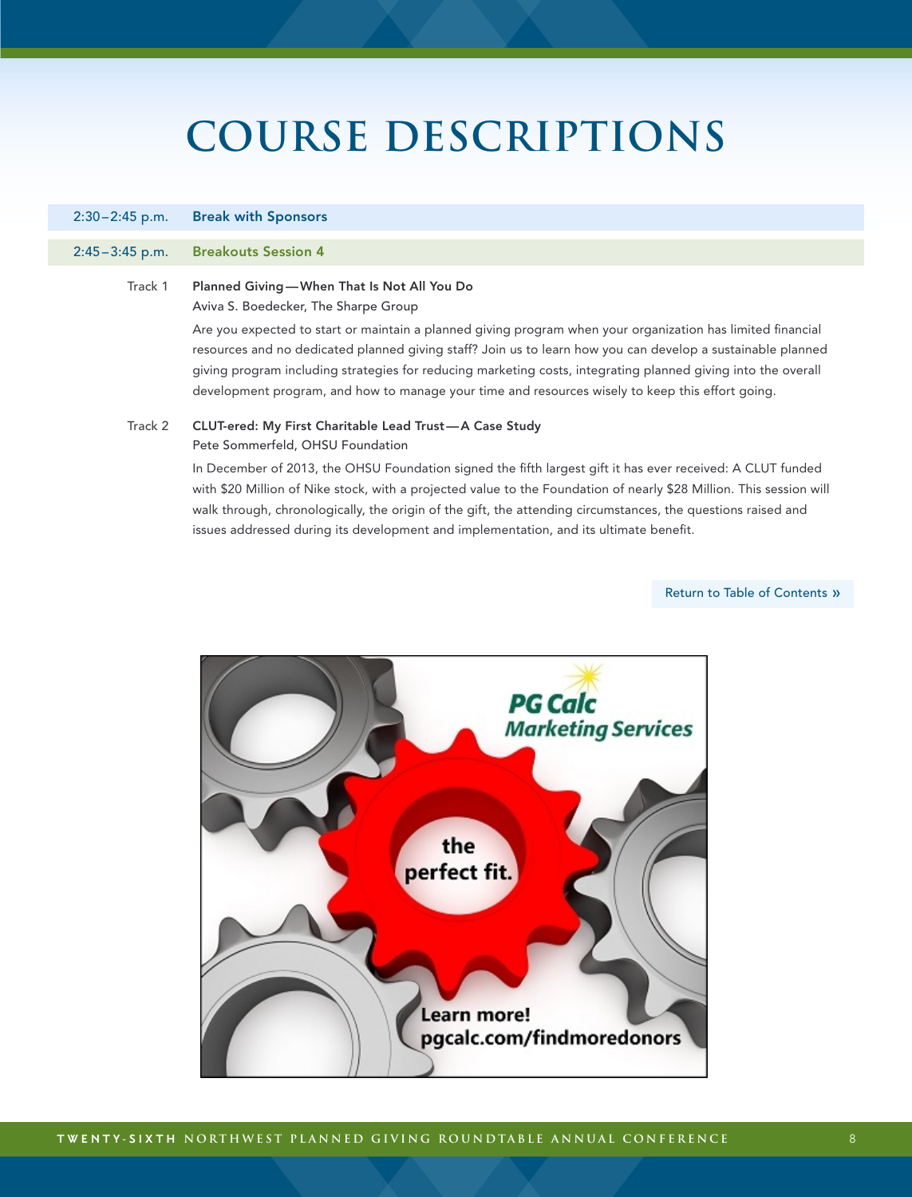# COURSE DESCRIPTIONS

**2:30–2:45 p.m. Break with Sponsors**

**2:45–3:45 p.m. Breakouts Session 4**

Track 1 **Planned Giving—When That Is Not All You Do**
Aviva S. Boedecker, The Sharpe Group

Are you expected to start or maintain a planned giving program when your organization has limited financial resources and no dedicated planned giving staff? Join us to learn how you can develop a sustainable planned giving program including strategies for reducing marketing costs, integrating planned giving into the overall development program, and how to manage your time and resources wisely to keep this effort going.

Track 2 **CLUT-ered: My First Charitable Lead Trust—A Case Study**
Pete Sommerfeld, OHSU Foundation

In December of 2013, the OHSU Foundation signed the fifth largest gift it has ever received: A CLUT funded with $20 Million of Nike stock, with a projected value to the Foundation of nearly $28 Million. This session will walk through, chronologically, the origin of the gift, the attending circumstances, the questions raised and issues addressed during its development and implementation, and its ultimate benefit.

Return to Table of Contents »

PG Calc Marketing Services

the perfect fit.

Learn more!
pgcalc.com/findmoredonors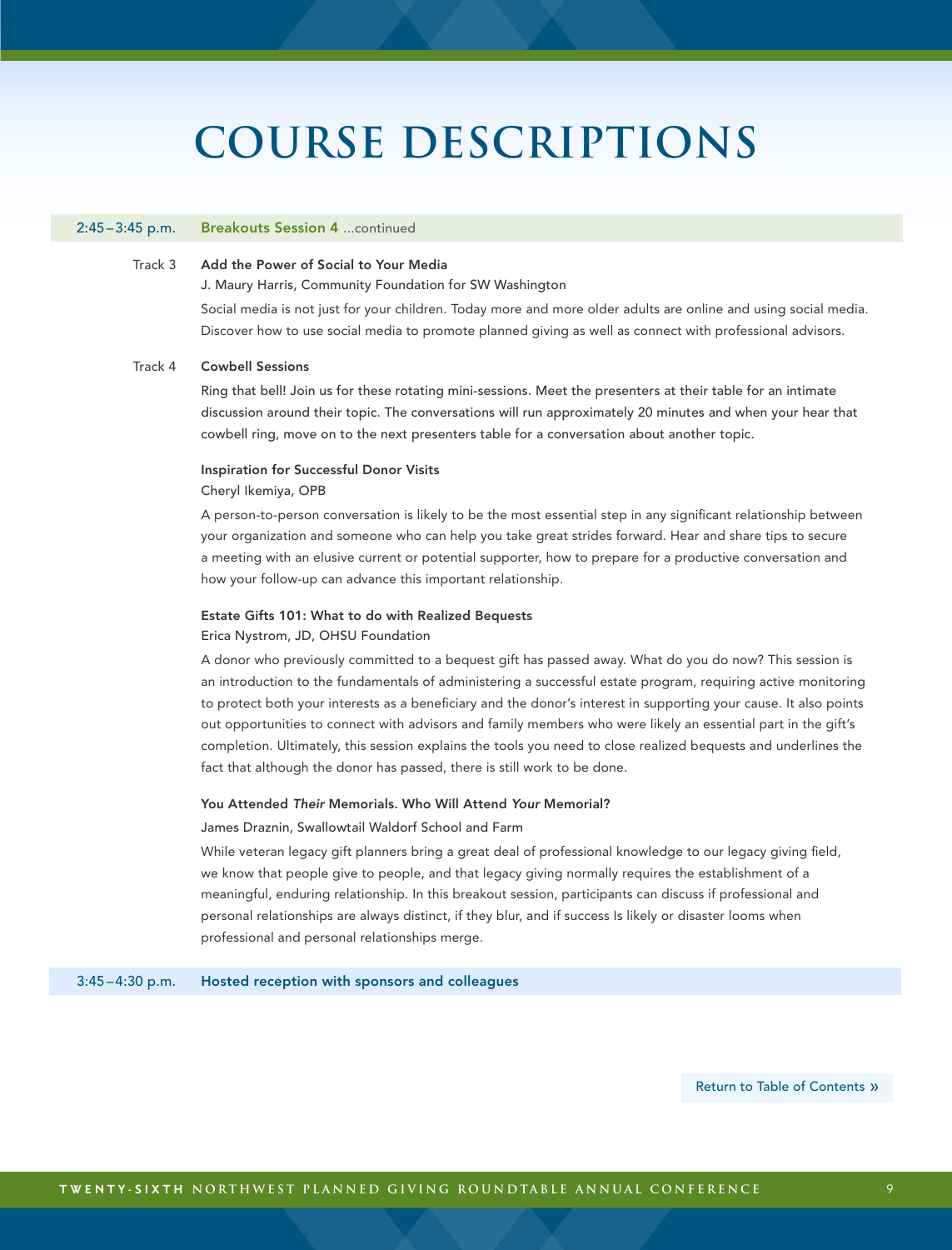# COURSE DESCRIPTIONS

**2:45–3:45 p.m.** **Breakouts Session 4** ...continued

Track 3 **Add the Power of Social to Your Media**

J. Maury Harris, Community Foundation for SW Washington

Social media is not just for your children. Today more and more older adults are online and using social media. Discover how to use social media to promote planned giving as well as connect with professional advisors.

Track 4 **Cowbell Sessions**

Ring that bell! Join us for these rotating mini-sessions. Meet the presenters at their table for an intimate discussion around their topic. The conversations will run approximately 20 minutes and when your hear that cowbell ring, move on to the next presenters table for a conversation about another topic.

**Inspiration for Successful Donor Visits**

Cheryl Ikemiya, OPB

A person-to-person conversation is likely to be the most essential step in any significant relationship between your organization and someone who can help you take great strides forward. Hear and share tips to secure a meeting with an elusive current or potential supporter, how to prepare for a productive conversation and how your follow-up can advance this important relationship.

**Estate Gifts 101: What to do with Realized Bequests**

Erica Nystrom, JD, OHSU Foundation

A donor who previously committed to a bequest gift has passed away. What do you do now? This session is an introduction to the fundamentals of administering a successful estate program, requiring active monitoring to protect both your interests as a beneficiary and the donor's interest in supporting your cause. It also points out opportunities to connect with advisors and family members who were likely an essential part in the gift's completion. Ultimately, this session explains the tools you need to close realized bequests and underlines the fact that although the donor has passed, there is still work to be done.

**You Attended *Their* Memorials. Who Will Attend *Your* Memorial?**

James Draznin, Swallowtail Waldorf School and Farm

While veteran legacy gift planners bring a great deal of professional knowledge to our legacy giving field, we know that people give to people, and that legacy giving normally requires the establishment of a meaningful, enduring relationship. In this breakout session, participants can discuss if professional and personal relationships are always distinct, if they blur, and if success Is likely or disaster looms when professional and personal relationships merge.

**3:45–4:30 p.m.** **Hosted reception with sponsors and colleagues**

Return to Table of Contents »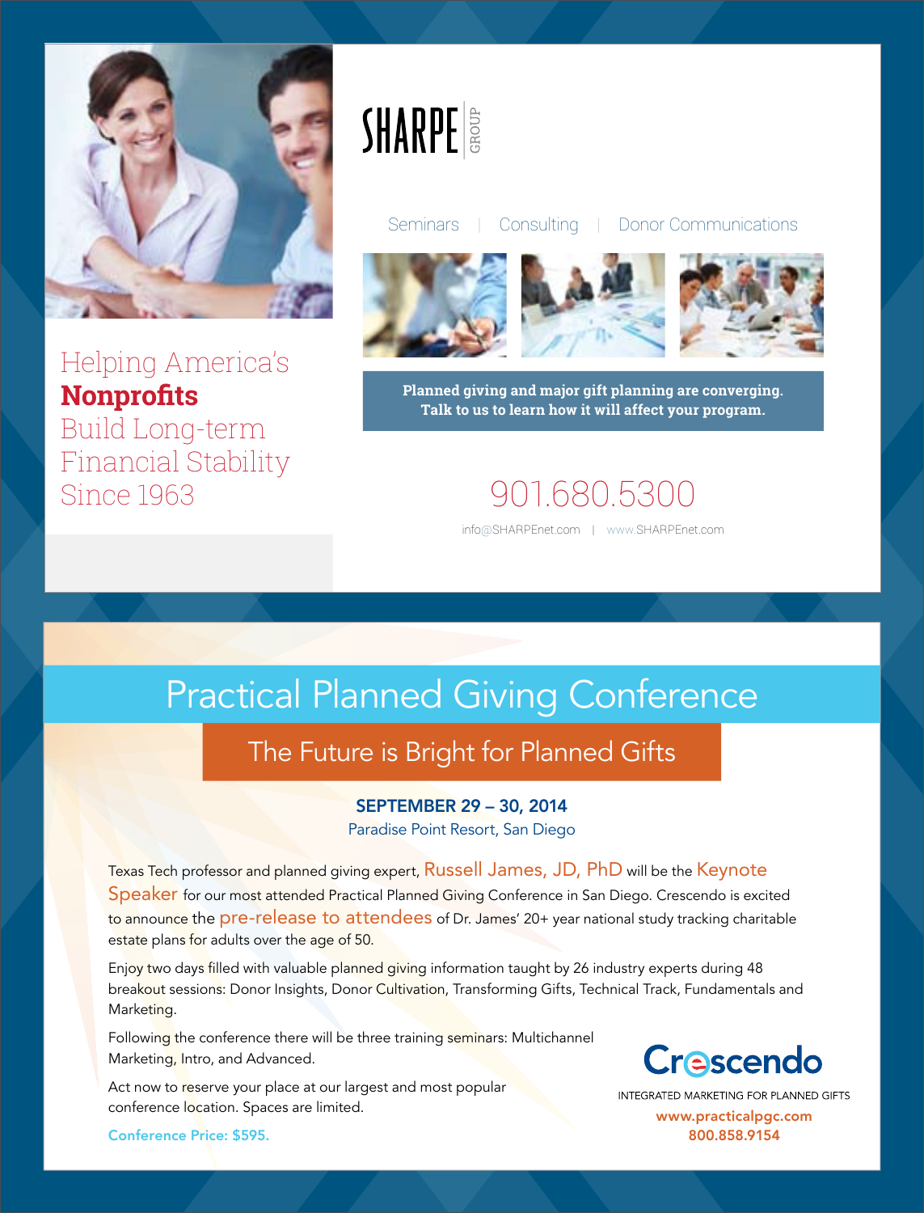SHARPE GROUP

Seminars | Consulting | Donor Communications

Helping America's **Nonprofits** Build Long-term Financial Stability Since 1963

**Planned giving and major gift planning are converging. Talk to us to learn how it will affect your program.**

901.680.5300

info@SHARPEnet.com | www.SHARPEnet.com

# Practical Planned Giving Conference

## The Future is Bright for Planned Gifts

**SEPTEMBER 29 – 30, 2014**
Paradise Point Resort, San Diego

Texas Tech professor and planned giving expert, Russell James, JD, PhD will be the Keynote Speaker for our most attended Practical Planned Giving Conference in San Diego. Crescendo is excited to announce the pre-release to attendees of Dr. James' 20+ year national study tracking charitable estate plans for adults over the age of 50.

Enjoy two days filled with valuable planned giving information taught by 26 industry experts during 48 breakout sessions: Donor Insights, Donor Cultivation, Transforming Gifts, Technical Track, Fundamentals and Marketing.

Following the conference there will be three training seminars: Multichannel Marketing, Intro, and Advanced.

Act now to reserve your place at our largest and most popular conference location. Spaces are limited.

Conference Price: $595.

Crescendo
INTEGRATED MARKETING FOR PLANNED GIFTS
www.practicalpgc.com
800.858.9154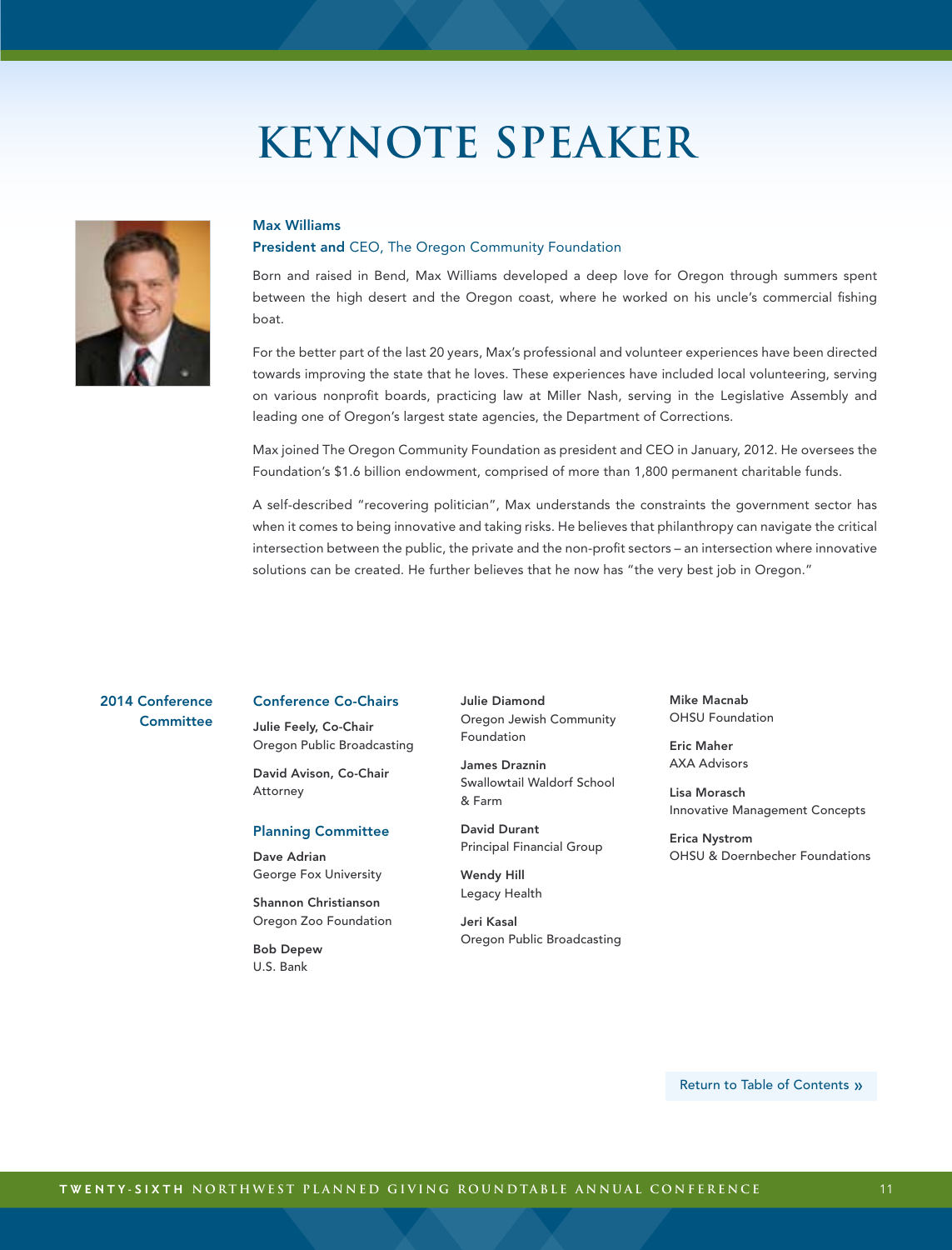# KEYNOTE SPEAKER

**Max Williams**
**President and** CEO, The Oregon Community Foundation

Born and raised in Bend, Max Williams developed a deep love for Oregon through summers spent between the high desert and the Oregon coast, where he worked on his uncle's commercial fishing boat.

For the better part of the last 20 years, Max's professional and volunteer experiences have been directed towards improving the state that he loves. These experiences have included local volunteering, serving on various nonprofit boards, practicing law at Miller Nash, serving in the Legislative Assembly and leading one of Oregon's largest state agencies, the Department of Corrections.

Max joined The Oregon Community Foundation as president and CEO in January, 2012. He oversees the Foundation's $1.6 billion endowment, comprised of more than 1,800 permanent charitable funds.

A self-described "recovering politician", Max understands the constraints the government sector has when it comes to being innovative and taking risks. He believes that philanthropy can navigate the critical intersection between the public, the private and the non-profit sectors – an intersection where innovative solutions can be created. He further believes that he now has "the very best job in Oregon."

## 2014 Conference Committee

### Conference Co-Chairs

**Julie Feely, Co-Chair**
Oregon Public Broadcasting

**David Avison, Co-Chair**
Attorney

### Planning Committee

**Dave Adrian**
George Fox University

**Shannon Christianson**
Oregon Zoo Foundation

**Bob Depew**
U.S. Bank

**Julie Diamond**
Oregon Jewish Community Foundation

**James Draznin**
Swallowtail Waldorf School & Farm

**David Durant**
Principal Financial Group

**Wendy Hill**
Legacy Health

**Jeri Kasal**
Oregon Public Broadcasting

**Mike Macnab**
OHSU Foundation

**Eric Maher**
AXA Advisors

**Lisa Morasch**
Innovative Management Concepts

**Erica Nystrom**
OHSU & Doernbecher Foundations

Return to Table of Contents »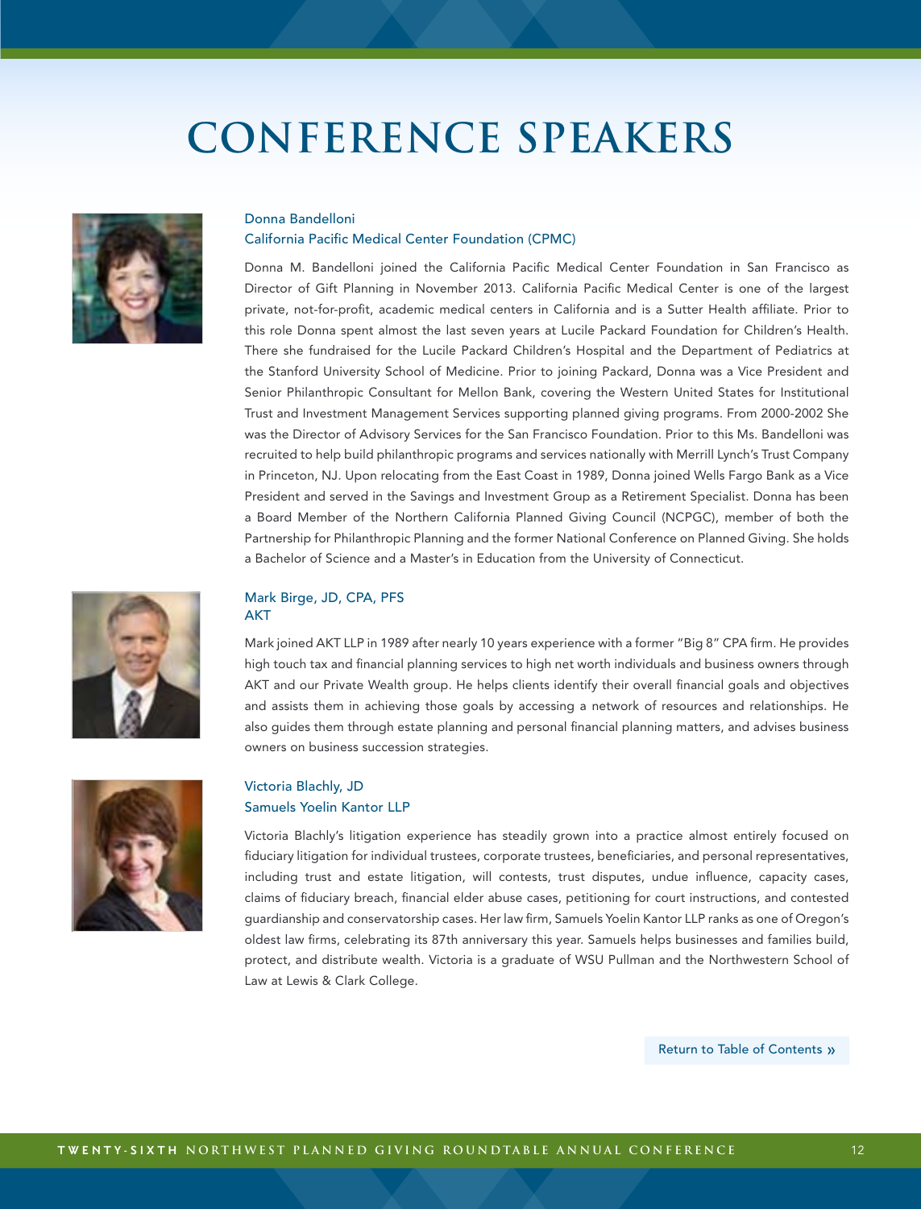# CONFERENCE SPEAKERS

### Donna Bandelloni
### California Pacific Medical Center Foundation (CPMC)

Donna M. Bandelloni joined the California Pacific Medical Center Foundation in San Francisco as Director of Gift Planning in November 2013. California Pacific Medical Center is one of the largest private, not-for-profit, academic medical centers in California and is a Sutter Health affiliate. Prior to this role Donna spent almost the last seven years at Lucile Packard Foundation for Children's Health. There she fundraised for the Lucile Packard Children's Hospital and the Department of Pediatrics at the Stanford University School of Medicine. Prior to joining Packard, Donna was a Vice President and Senior Philanthropic Consultant for Mellon Bank, covering the Western United States for Institutional Trust and Investment Management Services supporting planned giving programs. From 2000-2002 She was the Director of Advisory Services for the San Francisco Foundation. Prior to this Ms. Bandelloni was recruited to help build philanthropic programs and services nationally with Merrill Lynch's Trust Company in Princeton, NJ. Upon relocating from the East Coast in 1989, Donna joined Wells Fargo Bank as a Vice President and served in the Savings and Investment Group as a Retirement Specialist. Donna has been a Board Member of the Northern California Planned Giving Council (NCPGC), member of both the Partnership for Philanthropic Planning and the former National Conference on Planned Giving. She holds a Bachelor of Science and a Master's in Education from the University of Connecticut.

### Mark Birge, JD, CPA, PFS
### AKT

Mark joined AKT LLP in 1989 after nearly 10 years experience with a former "Big 8" CPA firm. He provides high touch tax and financial planning services to high net worth individuals and business owners through AKT and our Private Wealth group. He helps clients identify their overall financial goals and objectives and assists them in achieving those goals by accessing a network of resources and relationships. He also guides them through estate planning and personal financial planning matters, and advises business owners on business succession strategies.

### Victoria Blachly, JD
### Samuels Yoelin Kantor LLP

Victoria Blachly's litigation experience has steadily grown into a practice almost entirely focused on fiduciary litigation for individual trustees, corporate trustees, beneficiaries, and personal representatives, including trust and estate litigation, will contests, trust disputes, undue influence, capacity cases, claims of fiduciary breach, financial elder abuse cases, petitioning for court instructions, and contested guardianship and conservatorship cases. Her law firm, Samuels Yoelin Kantor LLP ranks as one of Oregon's oldest law firms, celebrating its 87th anniversary this year. Samuels helps businesses and families build, protect, and distribute wealth. Victoria is a graduate of WSU Pullman and the Northwestern School of Law at Lewis & Clark College.

Return to Table of Contents »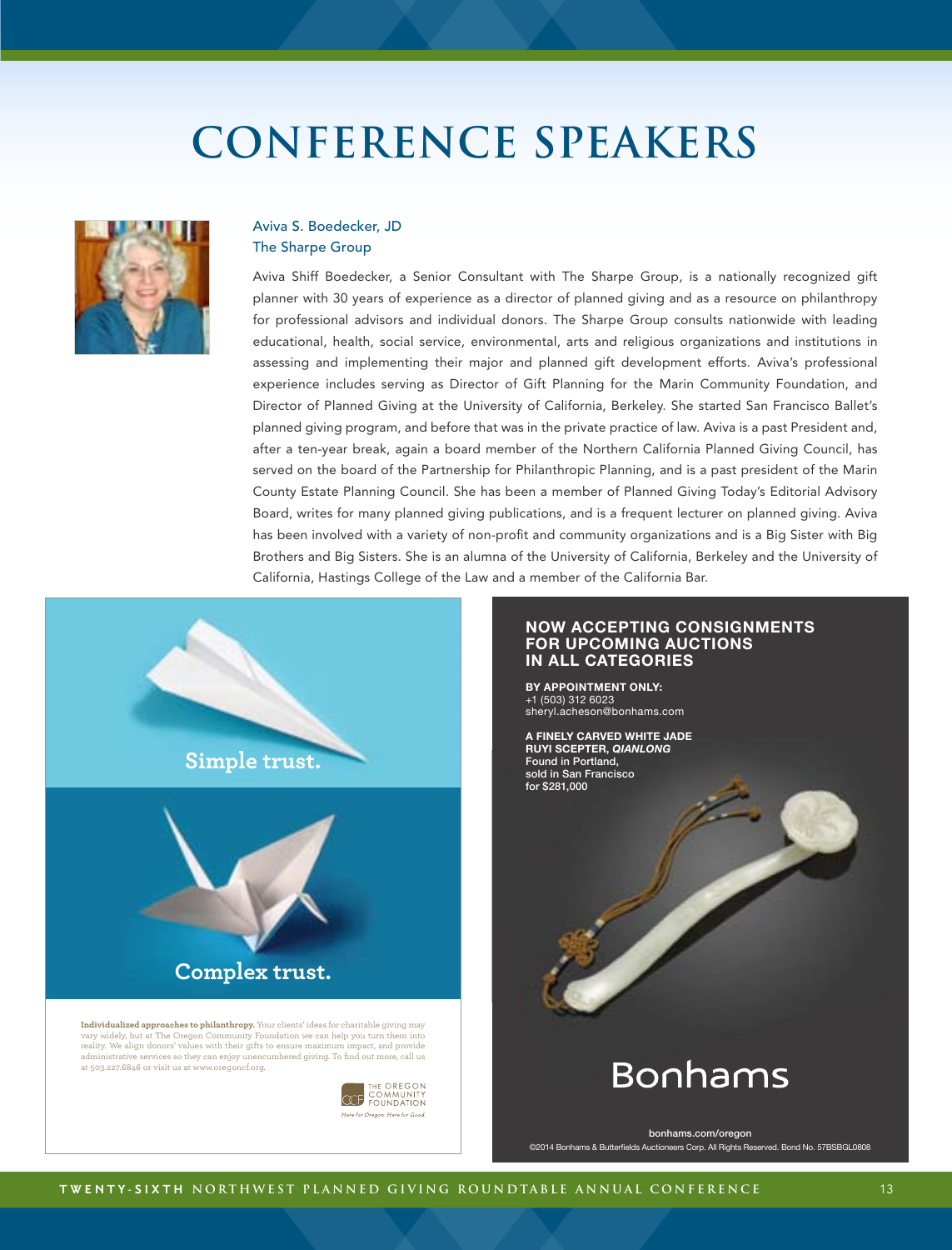# CONFERENCE SPEAKERS

### Aviva S. Boedecker, JD
### The Sharpe Group

Aviva Shiff Boedecker, a Senior Consultant with The Sharpe Group, is a nationally recognized gift planner with 30 years of experience as a director of planned giving and as a resource on philanthropy for professional advisors and individual donors. The Sharpe Group consults nationwide with leading educational, health, social service, environmental, arts and religious organizations and institutions in assessing and implementing their major and planned gift development efforts. Aviva's professional experience includes serving as Director of Gift Planning for the Marin Community Foundation, and Director of Planned Giving at the University of California, Berkeley. She started San Francisco Ballet's planned giving program, and before that was in the private practice of law. Aviva is a past President and, after a ten-year break, again a board member of the Northern California Planned Giving Council, has served on the board of the Partnership for Philanthropic Planning, and is a past president of the Marin County Estate Planning Council. She has been a member of Planned Giving Today's Editorial Advisory Board, writes for many planned giving publications, and is a frequent lecturer on planned giving. Aviva has been involved with a variety of non-profit and community organizations and is a Big Sister with Big Brothers and Big Sisters. She is an alumna of the University of California, Berkeley and the University of California, Hastings College of the Law and a member of the California Bar.

**Simple trust.**

**Complex trust.**

**Individualized approaches to philanthropy.** Your clients' ideas for charitable giving may vary widely, but at The Oregon Community Foundation we can help you turn them into reality. We align donors' values with their gifts to ensure maximum impact, and provide administrative services so they can enjoy unencumbered giving. To find out more, call us at 503.227.6846 or visit us at www.oregoncf.org.

THE OREGON COMMUNITY FOUNDATION
*Here for Oregon. Here for Good.*

**NOW ACCEPTING CONSIGNMENTS FOR UPCOMING AUCTIONS IN ALL CATEGORIES**

**BY APPOINTMENT ONLY:**
+1 (503) 312 6023
sheryl.acheson@bonhams.com

**A FINELY CARVED WHITE JADE RUYI SCEPTER, *QIANLONG***
Found in Portland,
sold in San Francisco
for $281,000

Bonhams

bonhams.com/oregon
©2014 Bonhams & Butterfields Auctioneers Corp. All Rights Reserved. Bond No. 57BSBGL0808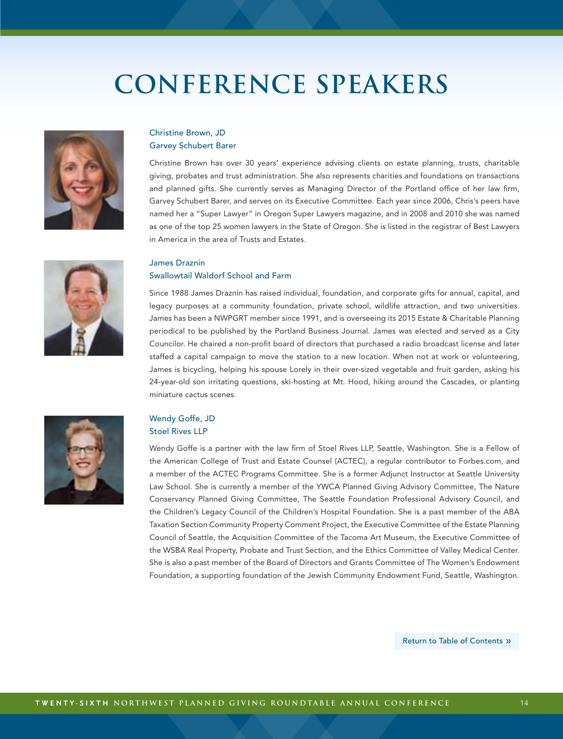# CONFERENCE SPEAKERS

Christine Brown, JD
Garvey Schubert Barer

Christine Brown has over 30 years' experience advising clients on estate planning, trusts, charitable giving, probates and trust administration. She also represents charities and foundations on transactions and planned gifts. She currently serves as Managing Director of the Portland office of her law firm, Garvey Schubert Barer, and serves on its Executive Committee. Each year since 2006, Chris's peers have named her a "Super Lawyer" in Oregon Super Lawyers magazine, and in 2008 and 2010 she was named as one of the top 25 women lawyers in the State of Oregon. She is listed in the registrar of Best Lawyers in America in the area of Trusts and Estates.

James Draznin
Swallowtail Waldorf School and Farm

Since 1988 James Draznin has raised individual, foundation, and corporate gifts for annual, capital, and legacy purposes at a community foundation, private school, wildlife attraction, and two universities. James has been a NWPGRT member since 1991, and is overseeing its 2015 Estate & Charitable Planning periodical to be published by the Portland Business Journal. James was elected and served as a City Councilor. He chaired a non-profit board of directors that purchased a radio broadcast license and later staffed a capital campaign to move the station to a new location. When not at work or volunteering, James is bicycling, helping his spouse Lorely in their over-sized vegetable and fruit garden, asking his 24-year-old son irritating questions, ski-hosting at Mt. Hood, hiking around the Cascades, or planting miniature cactus scenes.

Wendy Goffe, JD
Stoel Rives LLP

Wendy Goffe is a partner with the law firm of Stoel Rives LLP, Seattle, Washington. She is a Fellow of the American College of Trust and Estate Counsel (ACTEC), a regular contributor to Forbes.com, and a member of the ACTEC Programs Committee. She is a former Adjunct Instructor at Seattle University Law School. She is currently a member of the YWCA Planned Giving Advisory Committee, The Nature Conservancy Planned Giving Committee, The Seattle Foundation Professional Advisory Council, and the Children's Legacy Council of the Children's Hospital Foundation. She is a past member of the ABA Taxation Section Community Property Comment Project, the Executive Committee of the Estate Planning Council of Seattle, the Acquisition Committee of the Tacoma Art Museum, the Executive Committee of the WSBA Real Property, Probate and Trust Section, and the Ethics Committee of Valley Medical Center. She is also a past member of the Board of Directors and Grants Committee of The Women's Endowment Foundation, a supporting foundation of the Jewish Community Endowment Fund, Seattle, Washington.

Return to Table of Contents »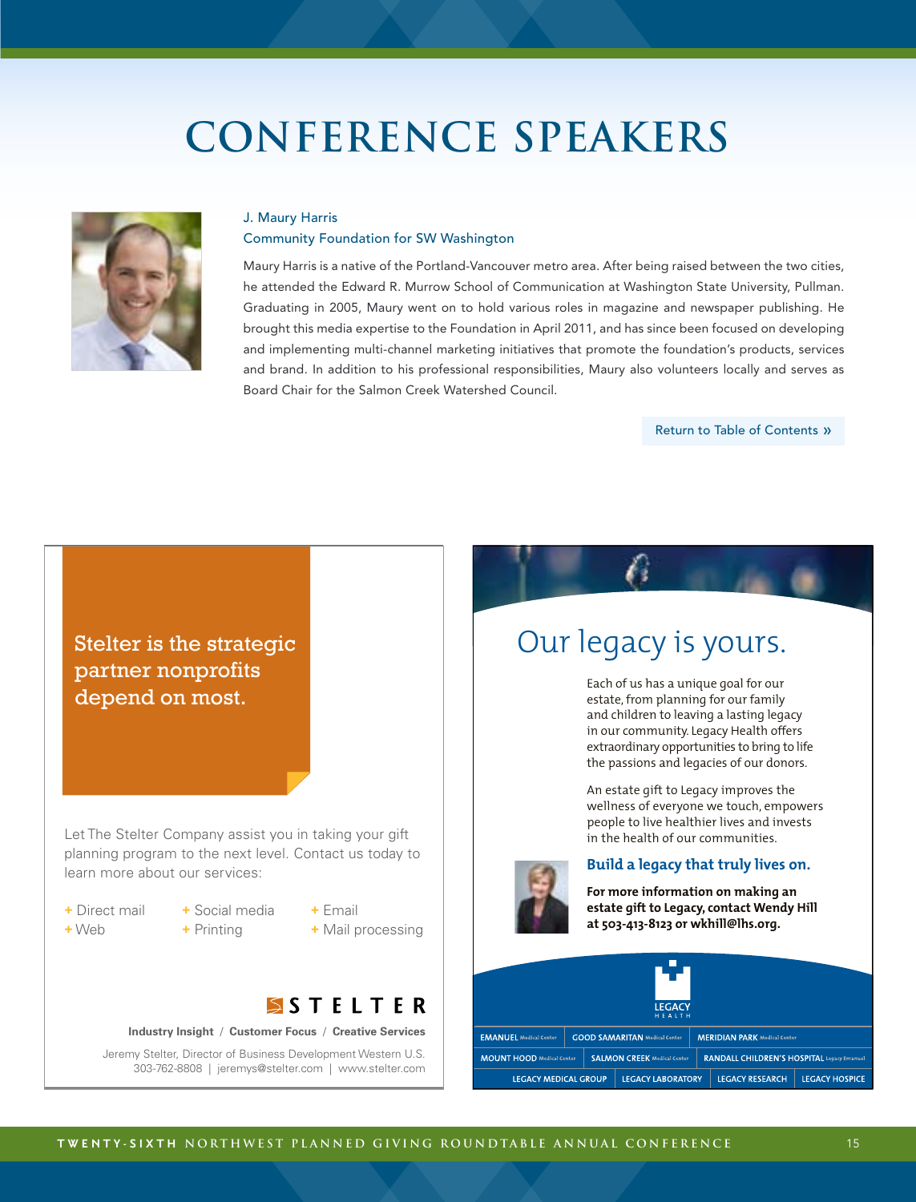# CONFERENCE SPEAKERS

J. Maury Harris
Community Foundation for SW Washington

Maury Harris is a native of the Portland-Vancouver metro area. After being raised between the two cities, he attended the Edward R. Murrow School of Communication at Washington State University, Pullman. Graduating in 2005, Maury went on to hold various roles in magazine and newspaper publishing. He brought this media expertise to the Foundation in April 2011, and has since been focused on developing and implementing multi-channel marketing initiatives that promote the foundation's products, services and brand. In addition to his professional responsibilities, Maury also volunteers locally and serves as Board Chair for the Salmon Creek Watershed Council.

Return to Table of Contents »

Stelter is the strategic partner nonprofits depend on most.

Let The Stelter Company assist you in taking your gift planning program to the next level. Contact us today to learn more about our services:

+ Direct mail
+ Web
+ Social media
+ Printing
+ Email
+ Mail processing

STELTER

Industry Insight / Customer Focus / Creative Services

Jeremy Stelter, Director of Business Development Western U.S.
303-762-8808 | jeremys@stelter.com | www.stelter.com

## Our legacy is yours.

Each of us has a unique goal for our estate, from planning for our family and children to leaving a lasting legacy in our community. Legacy Health offers extraordinary opportunities to bring to life the passions and legacies of our donors.

An estate gift to Legacy improves the wellness of everyone we touch, empowers people to live healthier lives and invests in the health of our communities.

**Build a legacy that truly lives on.**

**For more information on making an estate gift to Legacy, contact Wendy Hill at 503-413-8123 or wkhill@lhs.org.**

LEGACY HEALTH

EMANUEL Medical Center | GOOD SAMARITAN Medical Center | MERIDIAN PARK Medical Center
MOUNT HOOD Medical Center | SALMON CREEK Medical Center | RANDALL CHILDREN'S HOSPITAL Legacy Emanuel
LEGACY MEDICAL GROUP | LEGACY LABORATORY | LEGACY RESEARCH | LEGACY HOSPICE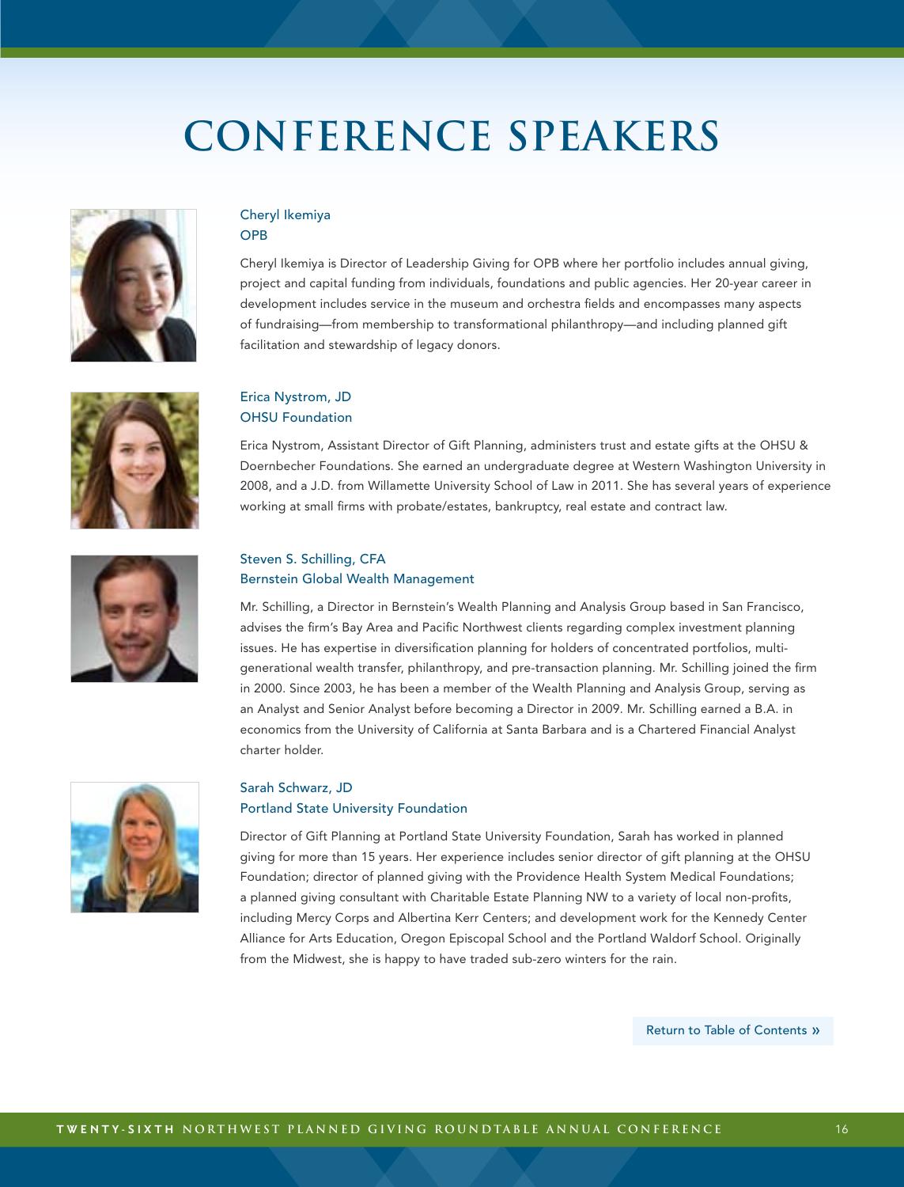# CONFERENCE SPEAKERS

**Cheryl Ikemiya**
**OPB**

Cheryl Ikemiya is Director of Leadership Giving for OPB where her portfolio includes annual giving, project and capital funding from individuals, foundations and public agencies. Her 20-year career in development includes service in the museum and orchestra fields and encompasses many aspects of fundraising—from membership to transformational philanthropy—and including planned gift facilitation and stewardship of legacy donors.

**Erica Nystrom, JD**
**OHSU Foundation**

Erica Nystrom, Assistant Director of Gift Planning, administers trust and estate gifts at the OHSU & Doernbecher Foundations. She earned an undergraduate degree at Western Washington University in 2008, and a J.D. from Willamette University School of Law in 2011. She has several years of experience working at small firms with probate/estates, bankruptcy, real estate and contract law.

**Steven S. Schilling, CFA**
**Bernstein Global Wealth Management**

Mr. Schilling, a Director in Bernstein's Wealth Planning and Analysis Group based in San Francisco, advises the firm's Bay Area and Pacific Northwest clients regarding complex investment planning issues. He has expertise in diversification planning for holders of concentrated portfolios, multi-generational wealth transfer, philanthropy, and pre-transaction planning. Mr. Schilling joined the firm in 2000. Since 2003, he has been a member of the Wealth Planning and Analysis Group, serving as an Analyst and Senior Analyst before becoming a Director in 2009. Mr. Schilling earned a B.A. in economics from the University of California at Santa Barbara and is a Chartered Financial Analyst charter holder.

**Sarah Schwarz, JD**
**Portland State University Foundation**

Director of Gift Planning at Portland State University Foundation, Sarah has worked in planned giving for more than 15 years. Her experience includes senior director of gift planning at the OHSU Foundation; director of planned giving with the Providence Health System Medical Foundations; a planned giving consultant with Charitable Estate Planning NW to a variety of local non-profits, including Mercy Corps and Albertina Kerr Centers; and development work for the Kennedy Center Alliance for Arts Education, Oregon Episcopal School and the Portland Waldorf School. Originally from the Midwest, she is happy to have traded sub-zero winters for the rain.

Return to Table of Contents »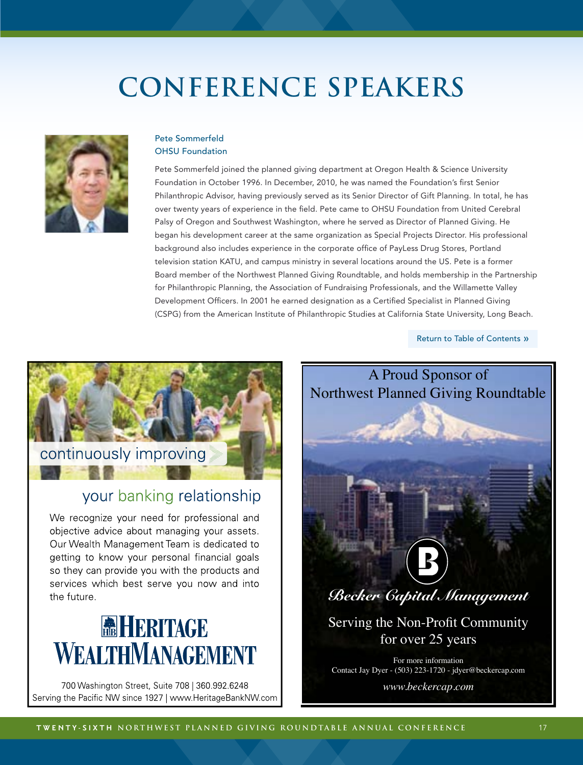# CONFERENCE SPEAKERS

**Pete Sommerfeld**
**OHSU Foundation**

Pete Sommerfeld joined the planned giving department at Oregon Health & Science University Foundation in October 1996. In December, 2010, he was named the Foundation's first Senior Philanthropic Advisor, having previously served as its Senior Director of Gift Planning. In total, he has over twenty years of experience in the field. Pete came to OHSU Foundation from United Cerebral Palsy of Oregon and Southwest Washington, where he served as Director of Planned Giving. He began his development career at the same organization as Special Projects Director. His professional background also includes experience in the corporate office of PayLess Drug Stores, Portland television station KATU, and campus ministry in several locations around the US. Pete is a former Board member of the Northwest Planned Giving Roundtable, and holds membership in the Partnership for Philanthropic Planning, the Association of Fundraising Professionals, and the Willamette Valley Development Officers. In 2001 he earned designation as a Certified Specialist in Planned Giving (CSPG) from the American Institute of Philanthropic Studies at California State University, Long Beach.

Return to Table of Contents »

continuously improving

your banking relationship

We recognize your need for professional and objective advice about managing your assets. Our Wealth Management Team is dedicated to getting to know your personal financial goals so they can provide you with the products and services which best serve you now and into the future.

**HERITAGE WEALTH MANAGEMENT**

700 Washington Street, Suite 708 | 360.992.6248
Serving the Pacific NW since 1927 | www.HeritageBankNW.com

A Proud Sponsor of
Northwest Planned Giving Roundtable

*Becker Capital Management*

Serving the Non-Profit Community
for over 25 years

For more information
Contact Jay Dyer - (503) 223-1720 - jdyer@beckercap.com

*www.beckercap.com*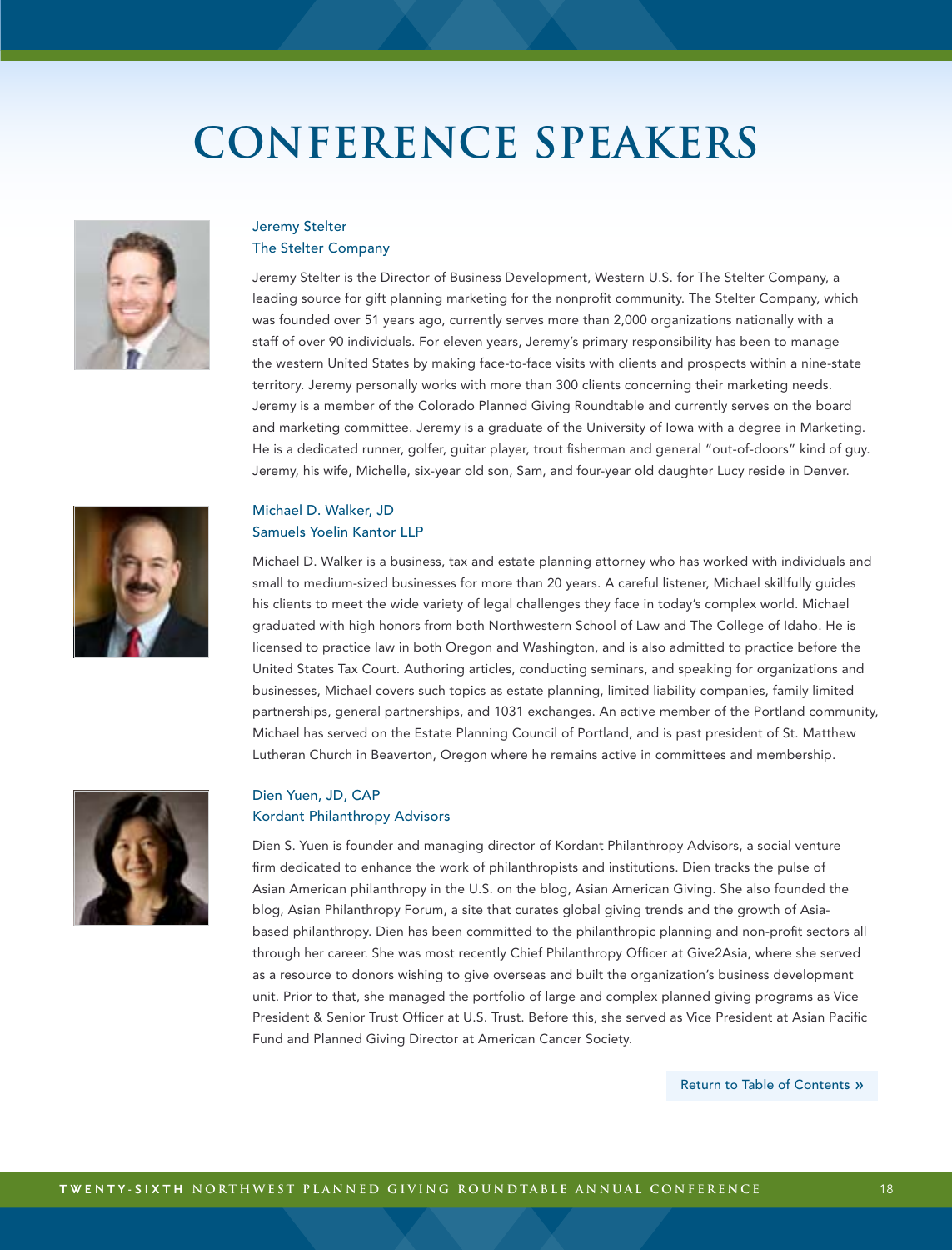# CONFERENCE SPEAKERS

### Jeremy Stelter
### The Stelter Company

Jeremy Stelter is the Director of Business Development, Western U.S. for The Stelter Company, a leading source for gift planning marketing for the nonprofit community. The Stelter Company, which was founded over 51 years ago, currently serves more than 2,000 organizations nationally with a staff of over 90 individuals. For eleven years, Jeremy's primary responsibility has been to manage the western United States by making face-to-face visits with clients and prospects within a nine-state territory. Jeremy personally works with more than 300 clients concerning their marketing needs. Jeremy is a member of the Colorado Planned Giving Roundtable and currently serves on the board and marketing committee. Jeremy is a graduate of the University of Iowa with a degree in Marketing. He is a dedicated runner, golfer, guitar player, trout fisherman and general "out-of-doors" kind of guy. Jeremy, his wife, Michelle, six-year old son, Sam, and four-year old daughter Lucy reside in Denver.

### Michael D. Walker, JD
### Samuels Yoelin Kantor LLP

Michael D. Walker is a business, tax and estate planning attorney who has worked with individuals and small to medium-sized businesses for more than 20 years. A careful listener, Michael skillfully guides his clients to meet the wide variety of legal challenges they face in today's complex world. Michael graduated with high honors from both Northwestern School of Law and The College of Idaho. He is licensed to practice law in both Oregon and Washington, and is also admitted to practice before the United States Tax Court. Authoring articles, conducting seminars, and speaking for organizations and businesses, Michael covers such topics as estate planning, limited liability companies, family limited partnerships, general partnerships, and 1031 exchanges. An active member of the Portland community, Michael has served on the Estate Planning Council of Portland, and is past president of St. Matthew Lutheran Church in Beaverton, Oregon where he remains active in committees and membership.

### Dien Yuen, JD, CAP
### Kordant Philanthropy Advisors

Dien S. Yuen is founder and managing director of Kordant Philanthropy Advisors, a social venture firm dedicated to enhance the work of philanthropists and institutions. Dien tracks the pulse of Asian American philanthropy in the U.S. on the blog, Asian American Giving. She also founded the blog, Asian Philanthropy Forum, a site that curates global giving trends and the growth of Asia-based philanthropy. Dien has been committed to the philanthropic planning and non-profit sectors all through her career. She was most recently Chief Philanthropy Officer at Give2Asia, where she served as a resource to donors wishing to give overseas and built the organization's business development unit. Prior to that, she managed the portfolio of large and complex planned giving programs as Vice President & Senior Trust Officer at U.S. Trust. Before this, she served as Vice President at Asian Pacific Fund and Planned Giving Director at American Cancer Society.

Return to Table of Contents »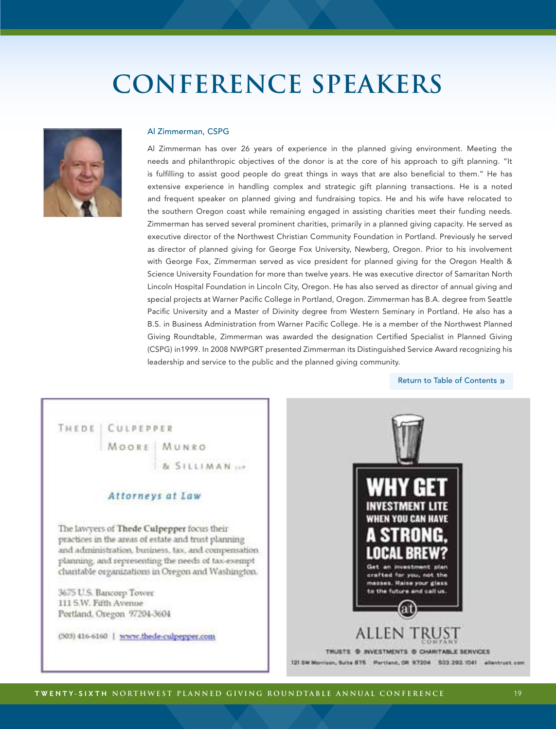# CONFERENCE SPEAKERS

### Al Zimmerman, CSPG

Al Zimmerman has over 26 years of experience in the planned giving environment. Meeting the needs and philanthropic objectives of the donor is at the core of his approach to gift planning. "It is fulfilling to assist good people do great things in ways that are also beneficial to them." He has extensive experience in handling complex and strategic gift planning transactions. He is a noted and frequent speaker on planned giving and fundraising topics. He and his wife have relocated to the southern Oregon coast while remaining engaged in assisting charities meet their funding needs. Zimmerman has served several prominent charities, primarily in a planned giving capacity. He served as executive director of the Northwest Christian Community Foundation in Portland. Previously he served as director of planned giving for George Fox University, Newberg, Oregon. Prior to his involvement with George Fox, Zimmerman served as vice president for planned giving for the Oregon Health & Science University Foundation for more than twelve years. He was executive director of Samaritan North Lincoln Hospital Foundation in Lincoln City, Oregon. He has also served as director of annual giving and special projects at Warner Pacific College in Portland, Oregon. Zimmerman has B.A. degree from Seattle Pacific University and a Master of Divinity degree from Western Seminary in Portland. He also has a B.S. in Business Administration from Warner Pacific College. He is a member of the Northwest Planned Giving Roundtable, Zimmerman was awarded the designation Certified Specialist in Planned Giving (CSPG) in1999. In 2008 NWPGRT presented Zimmerman its Distinguished Service Award recognizing his leadership and service to the public and the planned giving community.

Return to Table of Contents »

---

THEDE | CULPEPPER
MOORE | MUNRO
& SILLIMAN LLP

*Attorneys at Law*

The lawyers of **Thede Culpepper** focus their practices in the areas of estate and trust planning and administration, business, tax, and compensation planning, and representing the needs of tax-exempt charitable organizations in Oregon and Washington.

3675 U.S. Bancorp Tower
111 S.W. Fifth Avenue
Portland, Oregon 97204-3604

(503) 416-6160 | www.thede-culpepper.com

---

**WHY GET INVESTMENT LITE WHEN YOU CAN HAVE A STRONG, LOCAL BREW?**

Get an investment plan crafted for you, not the masses. Raise your glass to the future and call us.

ALLEN TRUST COMPANY

TRUSTS • INVESTMENTS • CHARITABLE SERVICES

121 SW Morrison, Suite 875 Portland, OR 97204 503.282.1041 allentrust.com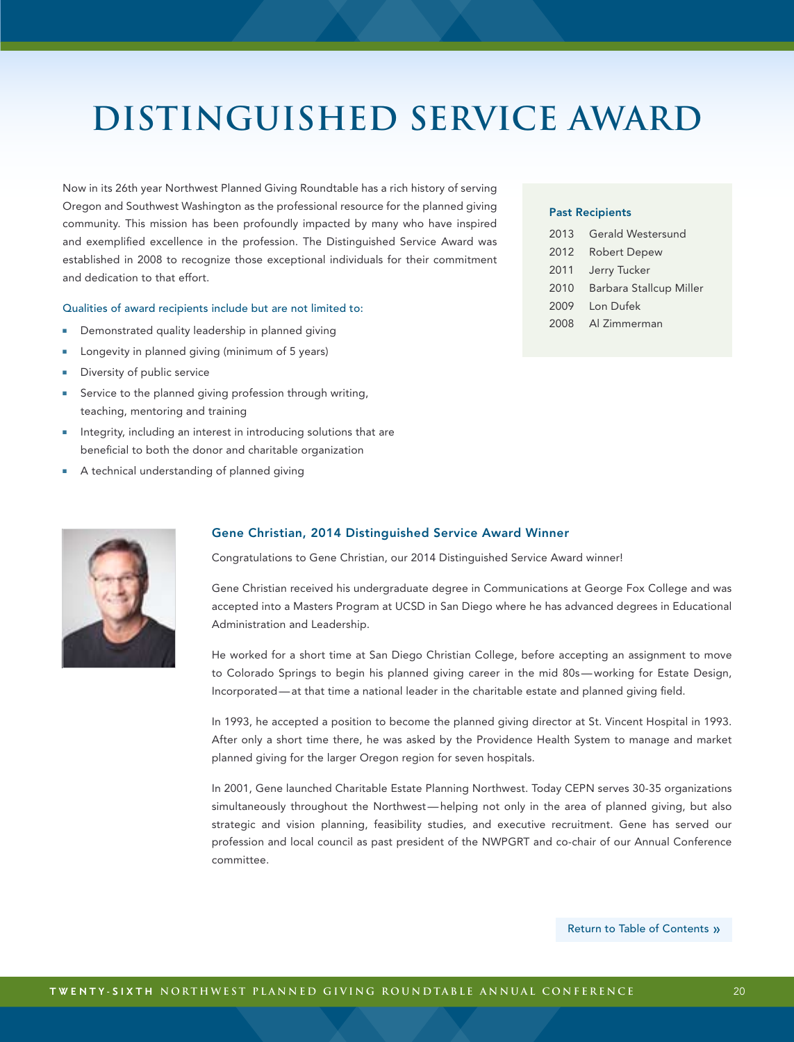# DISTINGUISHED SERVICE AWARD

Now in its 26th year Northwest Planned Giving Roundtable has a rich history of serving Oregon and Southwest Washington as the professional resource for the planned giving community. This mission has been profoundly impacted by many who have inspired and exemplified excellence in the profession. The Distinguished Service Award was established in 2008 to recognize those exceptional individuals for their commitment and dedication to that effort.

Qualities of award recipients include but are not limited to:

- Demonstrated quality leadership in planned giving
- Longevity in planned giving (minimum of 5 years)
- Diversity of public service
- Service to the planned giving profession through writing, teaching, mentoring and training
- Integrity, including an interest in introducing solutions that are beneficial to both the donor and charitable organization
- A technical understanding of planned giving

### Past Recipients

| | |
|---|---|
| 2013 | Gerald Westersund |
| 2012 | Robert Depew |
| 2011 | Jerry Tucker |
| 2010 | Barbara Stallcup Miller |
| 2009 | Lon Dufek |
| 2008 | Al Zimmerman |

## Gene Christian, 2014 Distinguished Service Award Winner

Congratulations to Gene Christian, our 2014 Distinguished Service Award winner!

Gene Christian received his undergraduate degree in Communications at George Fox College and was accepted into a Masters Program at UCSD in San Diego where he has advanced degrees in Educational Administration and Leadership.

He worked for a short time at San Diego Christian College, before accepting an assignment to move to Colorado Springs to begin his planned giving career in the mid 80s—working for Estate Design, Incorporated—at that time a national leader in the charitable estate and planned giving field.

In 1993, he accepted a position to become the planned giving director at St. Vincent Hospital in 1993. After only a short time there, he was asked by the Providence Health System to manage and market planned giving for the larger Oregon region for seven hospitals.

In 2001, Gene launched Charitable Estate Planning Northwest. Today CEPN serves 30-35 organizations simultaneously throughout the Northwest—helping not only in the area of planned giving, but also strategic and vision planning, feasibility studies, and executive recruitment. Gene has served our profession and local council as past president of the NWPGRT and co-chair of our Annual Conference committee.

Return to Table of Contents »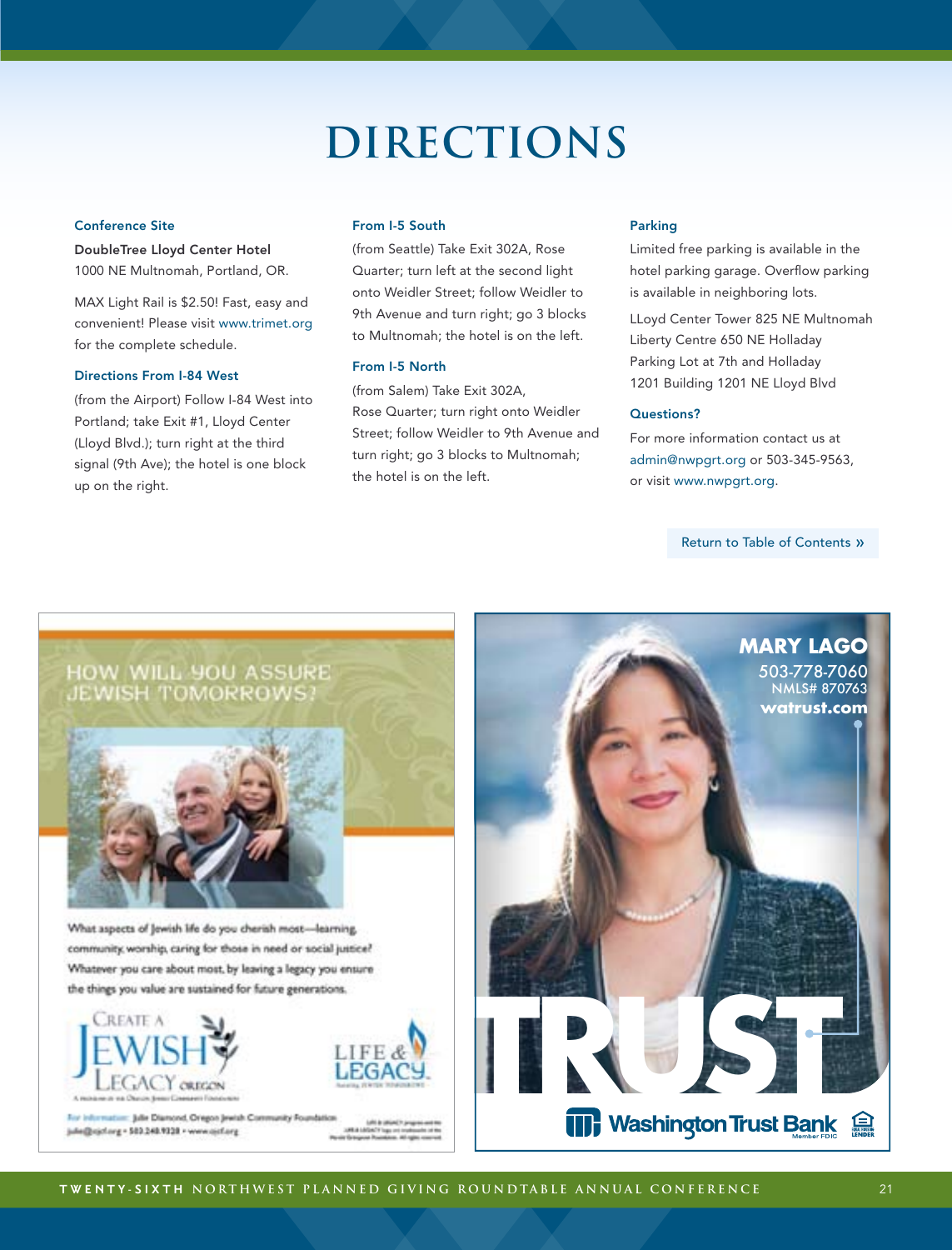# DIRECTIONS

### Conference Site

**DoubleTree Lloyd Center Hotel**
1000 NE Multnomah, Portland, OR.

MAX Light Rail is $2.50! Fast, easy and convenient! Please visit www.trimet.org for the complete schedule.

### Directions From I-84 West

(from the Airport) Follow I-84 West into Portland; take Exit #1, Lloyd Center (Lloyd Blvd.); turn right at the third signal (9th Ave); the hotel is one block up on the right.

### From I-5 South

(from Seattle) Take Exit 302A, Rose Quarter; turn left at the second light onto Weidler Street; follow Weidler to 9th Avenue and turn right; go 3 blocks to Multnomah; the hotel is on the left.

### From I-5 North

(from Salem) Take Exit 302A, Rose Quarter; turn right onto Weidler Street; follow Weidler to 9th Avenue and turn right; go 3 blocks to Multnomah; the hotel is on the left.

### Parking

Limited free parking is available in the hotel parking garage. Overflow parking is available in neighboring lots.

LLoyd Center Tower 825 NE Multnomah
Liberty Centre 650 NE Holladay
Parking Lot at 7th and Holladay
1201 Building 1201 NE Lloyd Blvd

### Questions?

For more information contact us at admin@nwpgrt.org or 503-345-9563, or visit www.nwpgrt.org.

Return to Table of Contents »

HOW WILL YOU ASSURE JEWISH TOMORROWS?

What aspects of Jewish life do you cherish most—learning, community, worship, caring for those in need or social justice? Whatever you care about most, by leaving a legacy you ensure the things you value are sustained for future generations.

CREATE A JEWISH LEGACY OREGON

LIFE & LEGACY

For information: Julie Diamond, Oregon Jewish Community Foundation julie@ojcf.org • 503.248.9328 • www.ojcf.org

MARY LAGO
503-778-7060
NMLS# 870763
watrust.com

TRUST

Washington Trust Bank
Member FDIC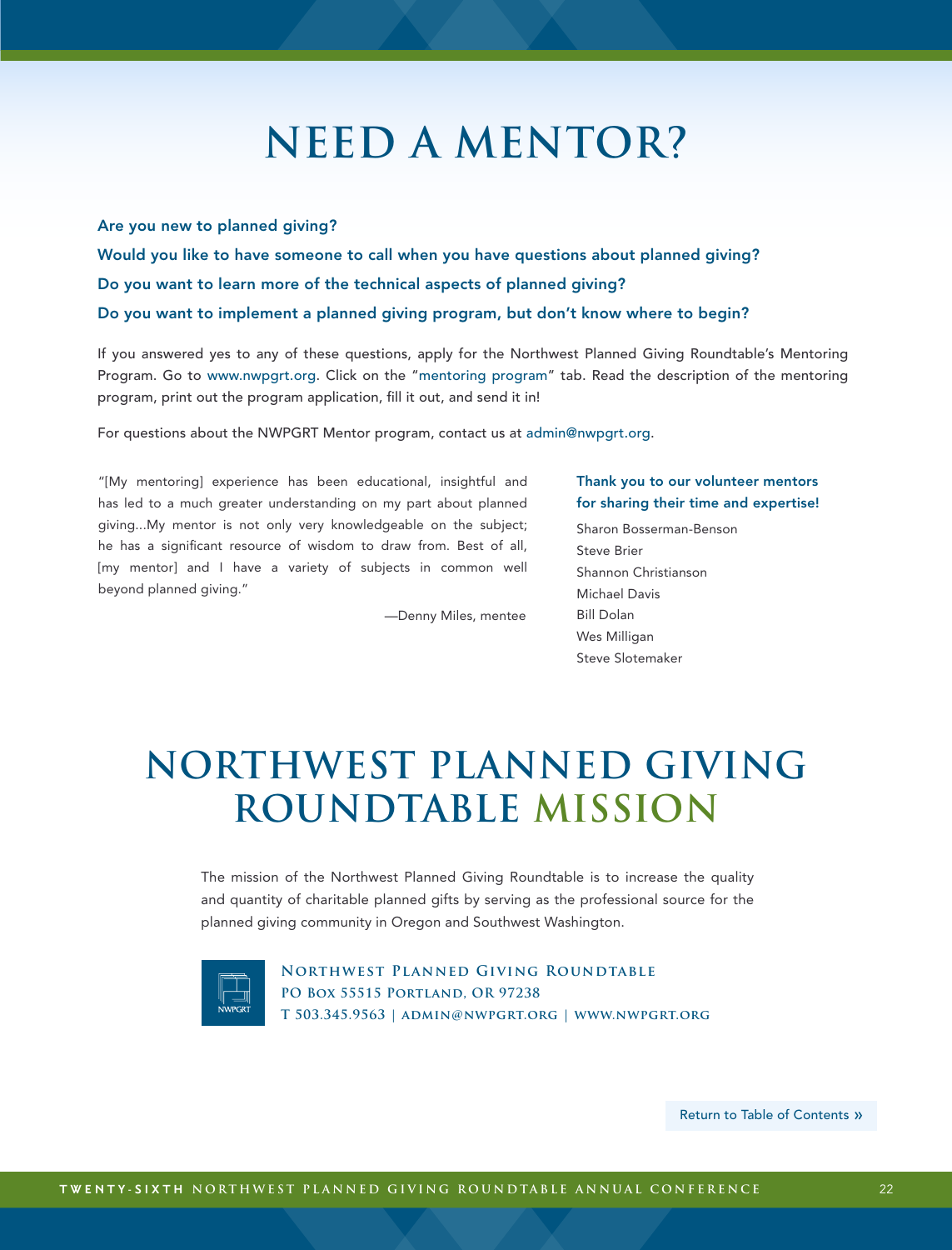# NEED A MENTOR?

**Are you new to planned giving?**

**Would you like to have someone to call when you have questions about planned giving?**

**Do you want to learn more of the technical aspects of planned giving?**

**Do you want to implement a planned giving program, but don't know where to begin?**

If you answered yes to any of these questions, apply for the Northwest Planned Giving Roundtable's Mentoring Program. Go to www.nwpgrt.org. Click on the "mentoring program" tab. Read the description of the mentoring program, print out the program application, fill it out, and send it in!

For questions about the NWPGRT Mentor program, contact us at admin@nwpgrt.org.

"[My mentoring] experience has been educational, insightful and has led to a much greater understanding on my part about planned giving...My mentor is not only very knowledgeable on the subject; he has a significant resource of wisdom to draw from. Best of all, [my mentor] and I have a variety of subjects in common well beyond planned giving."

—Denny Miles, mentee

**Thank you to our volunteer mentors for sharing their time and expertise!**

Sharon Bosserman-Benson
Steve Brier
Shannon Christianson
Michael Davis
Bill Dolan
Wes Milligan
Steve Slotemaker

# NORTHWEST PLANNED GIVING ROUNDTABLE MISSION

The mission of the Northwest Planned Giving Roundtable is to increase the quality and quantity of charitable planned gifts by serving as the professional source for the planned giving community in Oregon and Southwest Washington.

NWPGRT

**Northwest Planned Giving Roundtable**
**PO Box 55515 Portland, OR 97238**
**T 503.345.9563 | admin@nwpgrt.org | www.nwpgrt.org**

Return to Table of Contents »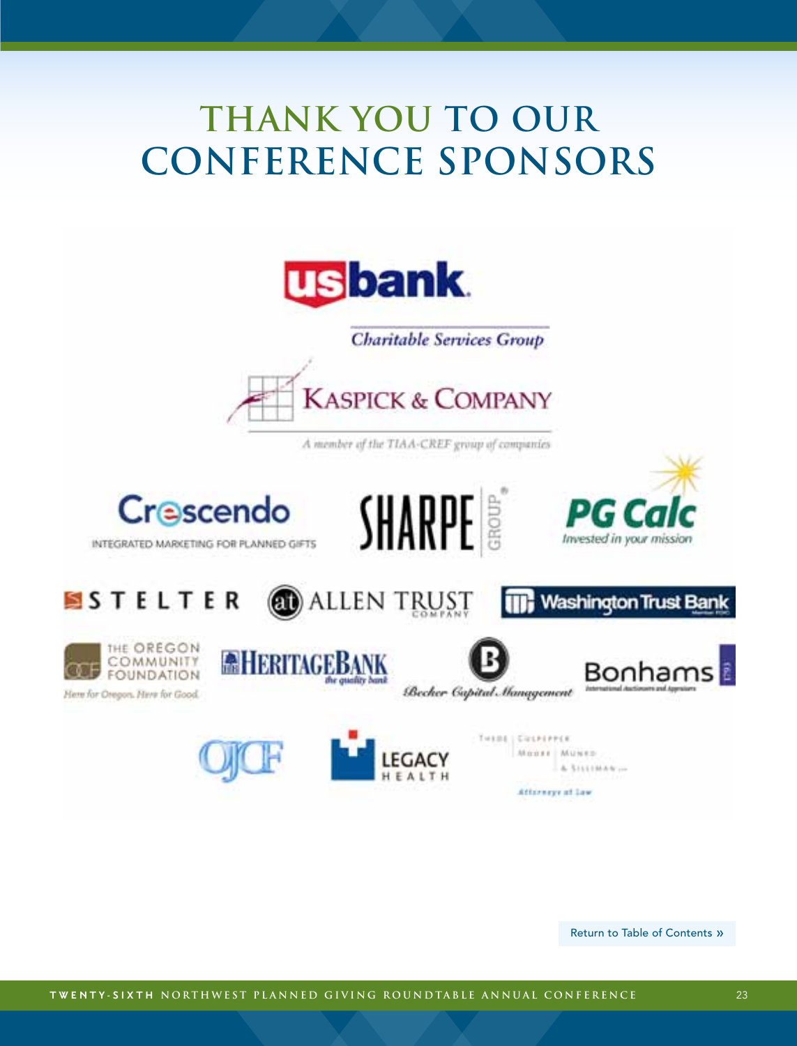# THANK YOU TO OUR CONFERENCE SPONSORS

usbank.

Charitable Services Group

KASPICK & COMPANY

A member of the TIAA-CREF group of companies

Crescendo

INTEGRATED MARKETING FOR PLANNED GIFTS

SHARPE GROUP

PG Calc

Invested in your mission

STELTER

ALLEN TRUST COMPANY

Washington Trust Bank

THE OREGON COMMUNITY FOUNDATION

Here for Oregon. Here for Good.

HERITAGEBANK

the quality bank

Becker Capital Management

Bonhams

International Auctioneers and Appraisers

OJCF

LEGACY HEALTH

Thede | Culpepper Moore | Munro & Silliman LLP

Attorneys at Law

Return to Table of Contents »